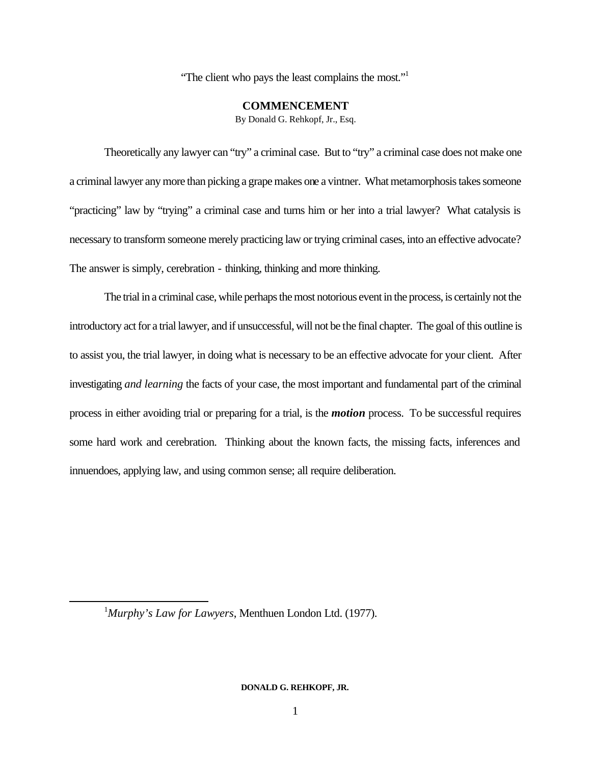"The client who pays the least complains the most."[1]

# COMMENCEMENT

By Donald G. Rehkopf, Jr., Esq.

Theoretically any lawyer can "try" a criminal case. But to "try" a criminal case does not make one a criminal lawyer any more than picking a grape makes one a vintner. What metamorphosis takes someone "practicing" law by "trying" a criminal case and turns him or her into a trial lawyer? What catalysis is necessary to transform someone merely practicing law or trying criminal cases, into an effective advocate? The answer is simply, cerebration - thinking, thinking and more thinking.

The trial in a criminal case, while perhaps the most notorious event in the process, is certainly not the introductory act for a trial lawyer, and if unsuccessful, will not be the final chapter. The goal of this outline is to assist you, the trial lawyer, in doing what is necessary to be an effective advocate for your client. After investigating *and learning* the facts of your case, the most important and fundamental part of the criminal process in either avoiding trial or preparing for a trial, is the ***motion*** process. To be successful requires some hard work and cerebration. Thinking about the known facts, the missing facts, inferences and innuendoes, applying law, and using common sense; all require deliberation.

---

[1] *Murphy's Law for Lawyers*, Menthuen London Ltd. (1977).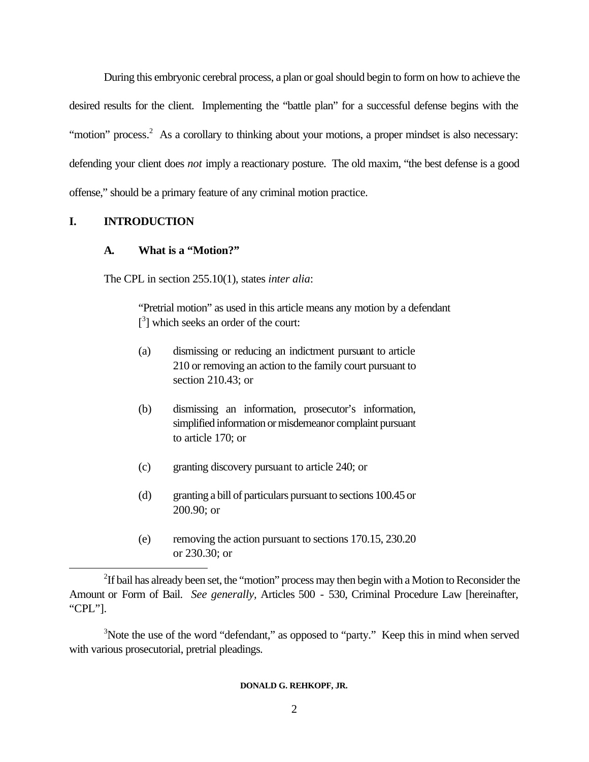During this embryonic cerebral process, a plan or goal should begin to form on how to achieve the desired results for the client. Implementing the "battle plan" for a successful defense begins with the "motion" process.[2] As a corollary to thinking about your motions, a proper mindset is also necessary: defending your client does *not* imply a reactionary posture. The old maxim, "the best defense is a good offense," should be a primary feature of any criminal motion practice.

## I. INTRODUCTION

### A. What is a "Motion?"

The CPL in section 255.10(1), states *inter alia*:

> "Pretrial motion" as used in this article means any motion by a defendant [[3]] which seeks an order of the court:
>
> (a) dismissing or reducing an indictment pursuant to article 210 or removing an action to the family court pursuant to section 210.43; or
>
> (b) dismissing an information, prosecutor's information, simplified information or misdemeanor complaint pursuant to article 170; or
>
> (c) granting discovery pursuant to article 240; or
>
> (d) granting a bill of particulars pursuant to sections 100.45 or 200.90; or
>
> (e) removing the action pursuant to sections 170.15, 230.20 or 230.30; or

---

[2] If bail has already been set, the "motion" process may then begin with a Motion to Reconsider the Amount or Form of Bail. *See generally*, Articles 500 - 530, Criminal Procedure Law [hereinafter, "CPL"].

[3] Note the use of the word "defendant," as opposed to "party." Keep this in mind when served with various prosecutorial, pretrial pleadings.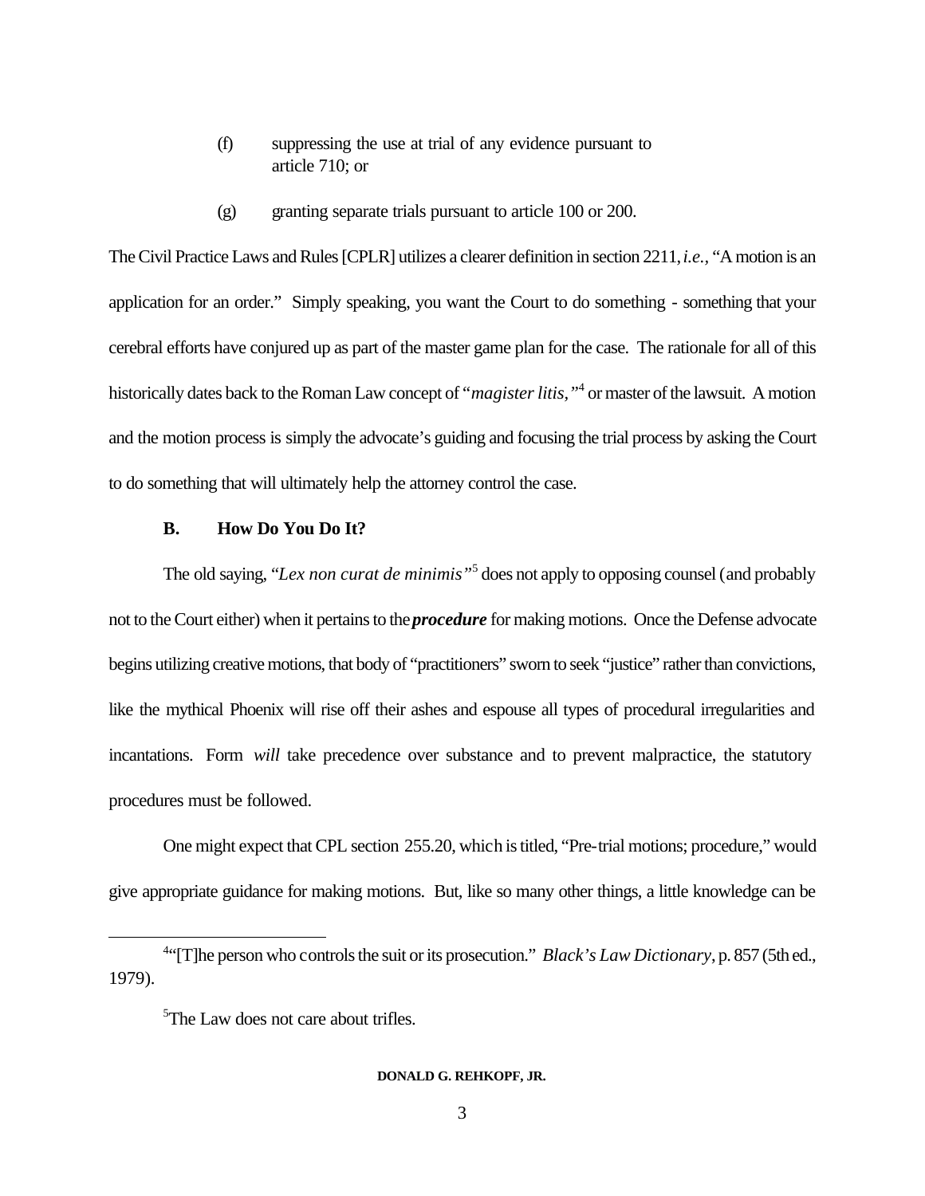(f) suppressing the use at trial of any evidence pursuant to article 710; or

(g) granting separate trials pursuant to article 100 or 200.

The Civil Practice Laws and Rules [CPLR] utilizes a clearer definition in section 2211, *i.e.*, "A motion is an application for an order." Simply speaking, you want the Court to do something - something that your cerebral efforts have conjured up as part of the master game plan for the case. The rationale for all of this historically dates back to the Roman Law concept of "*magister litis,*"[4] or master of the lawsuit. A motion and the motion process is simply the advocate's guiding and focusing the trial process by asking the Court to do something that will ultimately help the attorney control the case.

### B. How Do You Do It?

The old saying, "*Lex non curat de minimis*"[5] does not apply to opposing counsel (and probably not to the Court either) when it pertains to the ***procedure*** for making motions. Once the Defense advocate begins utilizing creative motions, that body of "practitioners" sworn to seek "justice" rather than convictions, like the mythical Phoenix will rise off their ashes and espouse all types of procedural irregularities and incantations. Form *will* take precedence over substance and to prevent malpractice, the statutory procedures must be followed.

One might expect that CPL section 255.20, which is titled, "Pre-trial motions; procedure," would give appropriate guidance for making motions. But, like so many other things, a little knowledge can be

---

[4] "[T]he person who controls the suit or its prosecution." *Black's Law Dictionary*, p. 857 (5th ed., 1979).

[5] The Law does not care about trifles.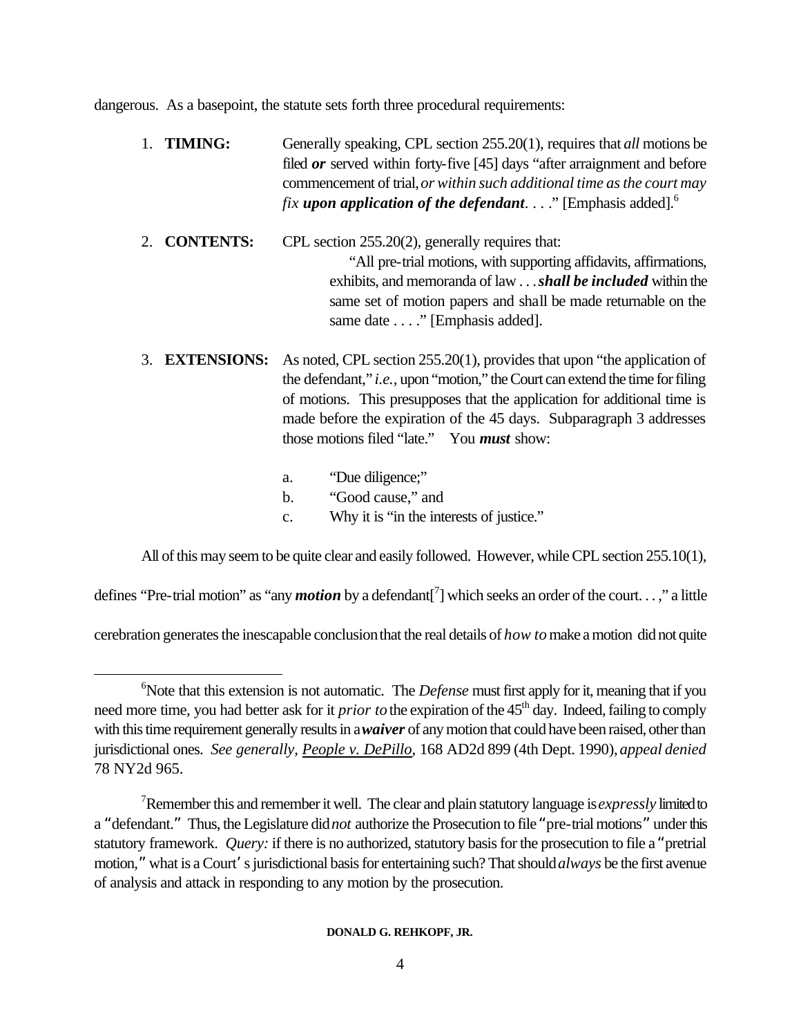dangerous. As a basepoint, the statute sets forth three procedural requirements:

1. **TIMING:** Generally speaking, CPL section 255.20(1), requires that *all* motions be filed ***or*** served within forty-five [45] days "after arraignment and before commencement of trial, *or within such additional time as the court may fix* ***upon application of the defendant***. . . ." [Emphasis added].[6]

2. **CONTENTS:** CPL section 255.20(2), generally requires that:

   > "All pre-trial motions, with supporting affidavits, affirmations, exhibits, and memoranda of law . . . ***shall be included*** within the same set of motion papers and shall be made returnable on the same date . . . ." [Emphasis added].

3. **EXTENSIONS:** As noted, CPL section 255.20(1), provides that upon "the application of the defendant," *i.e.*, upon "motion," the Court can extend the time for filing of motions. This presupposes that the application for additional time is made before the expiration of the 45 days. Subparagraph 3 addresses those motions filed "late." You ***must*** show:

   a. "Due diligence;"
   b. "Good cause," and
   c. Why it is "in the interests of justice."

All of this may seem to be quite clear and easily followed. However, while CPL section 255.10(1), defines "Pre-trial motion" as "any ***motion*** by a defendant[7] which seeks an order of the court. . . ," a little cerebration generates the inescapable conclusion that the real details of *how to* make a motion did not quite

---

[6] Note that this extension is not automatic. The *Defense* must first apply for it, meaning that if you need more time, you had better ask for it *prior to* the expiration of the 45th day. Indeed, failing to comply with this time requirement generally results in a ***waiver*** of any motion that could have been raised, other than jurisdictional ones. *See generally,* People v. DePillo, 168 AD2d 899 (4th Dept. 1990), *appeal denied* 78 NY2d 965.

[7] Remember this and remember it well. The clear and plain statutory language is *expressly* limited to a "defendant." Thus, the Legislature did *not* authorize the Prosecution to file "pre-trial motions" under this statutory framework. *Query:* if there is no authorized, statutory basis for the prosecution to file a "pretrial motion," what is a Court's jurisdictional basis for entertaining such? That should *always* be the first avenue of analysis and attack in responding to any motion by the prosecution.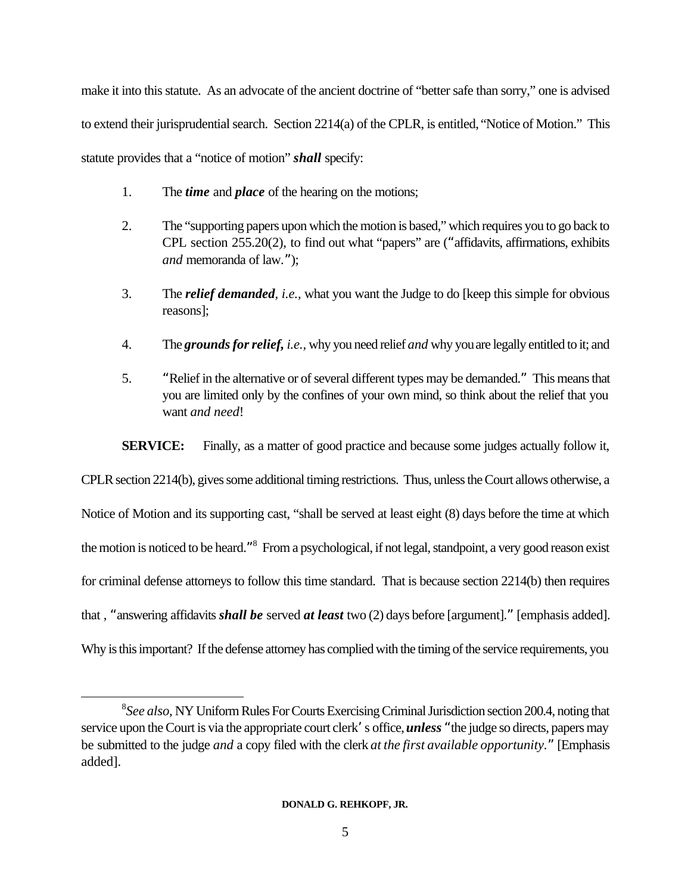make it into this statute. As an advocate of the ancient doctrine of "better safe than sorry," one is advised to extend their jurisprudential search. Section 2214(a) of the CPLR, is entitled, "Notice of Motion." This statute provides that a "notice of motion" ***shall*** specify:

1. The ***time*** and ***place*** of the hearing on the motions;

2. The "supporting papers upon which the motion is based," which requires you to go back to CPL section 255.20(2), to find out what "papers" are ("affidavits, affirmations, exhibits *and* memoranda of law.");

3. The ***relief demanded***, *i.e.,* what you want the Judge to do [keep this simple for obvious reasons];

4. The ***grounds for relief,*** *i.e.,* why you need relief *and* why you are legally entitled to it; and

5. "Relief in the alternative or of several different types may be demanded." This means that you are limited only by the confines of your own mind, so think about the relief that you want *and need*!

**SERVICE:** Finally, as a matter of good practice and because some judges actually follow it, CPLR section 2214(b), gives some additional timing restrictions. Thus, unless the Court allows otherwise, a Notice of Motion and its supporting cast, "shall be served at least eight (8) days before the time at which the motion is noticed to be heard."[8] From a psychological, if not legal, standpoint, a very good reason exist for criminal defense attorneys to follow this time standard. That is because section 2214(b) then requires that , "answering affidavits ***shall be*** served ***at least*** two (2) days before [argument]." [emphasis added]. Why is this important? If the defense attorney has complied with the timing of the service requirements, you

---

[8] *See also,* NY Uniform Rules For Courts Exercising Criminal Jurisdiction section 200.4, noting that service upon the Court is via the appropriate court clerk's office, ***unless*** "the judge so directs, papers may be submitted to the judge *and* a copy filed with the clerk *at the first available opportunity*." [Emphasis added].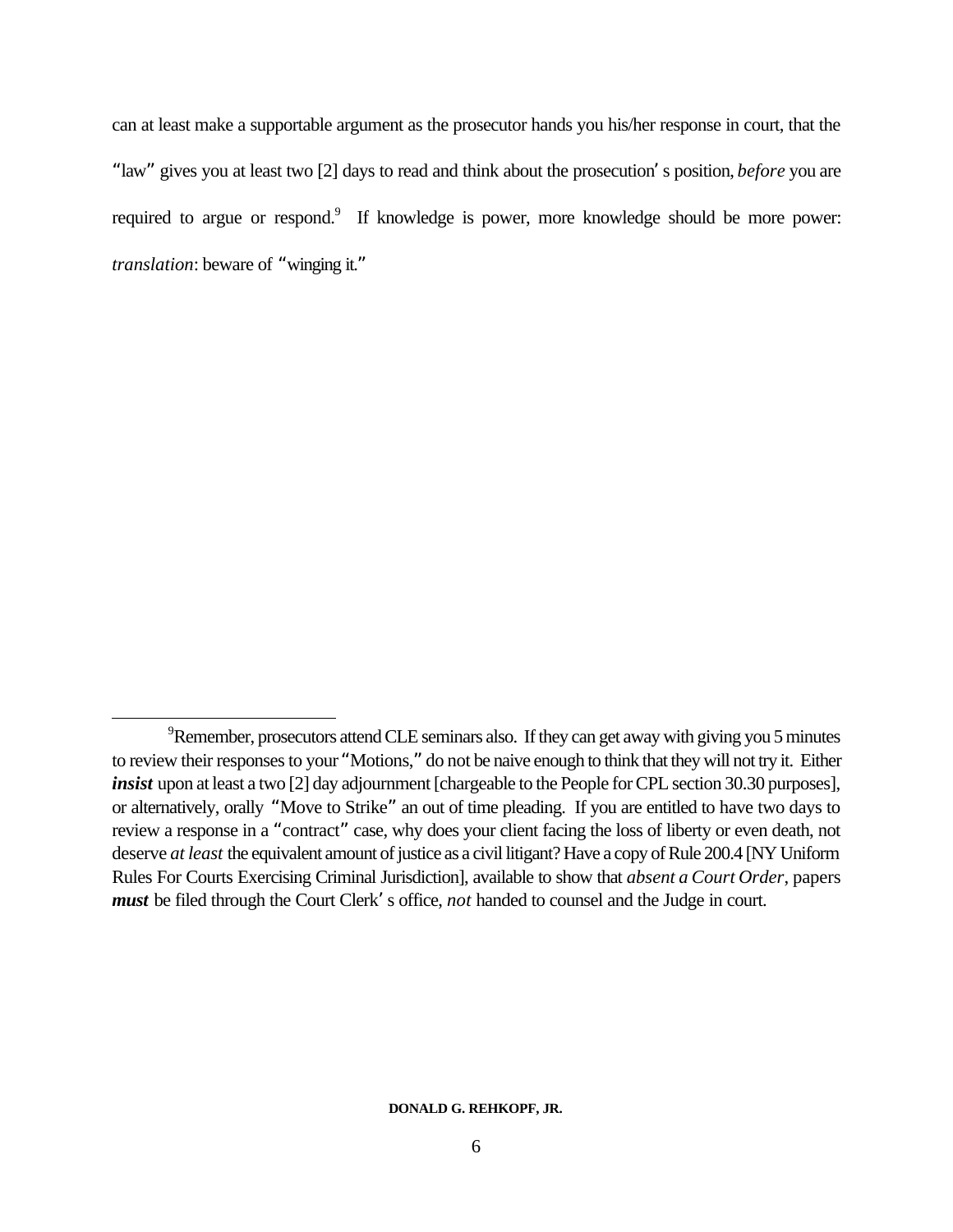can at least make a supportable argument as the prosecutor hands you his/her response in court, that the "law" gives you at least two [2] days to read and think about the prosecution's position, *before* you are required to argue or respond.[9] If knowledge is power, more knowledge should be more power: *translation*: beware of "winging it."

---

[9] Remember, prosecutors attend CLE seminars also. If they can get away with giving you 5 minutes to review their responses to your "Motions," do not be naive enough to think that they will not try it. Either ***insist*** upon at least a two [2] day adjournment [chargeable to the People for CPL section 30.30 purposes], or alternatively, orally "Move to Strike" an out of time pleading. If you are entitled to have two days to review a response in a "contract" case, why does your client facing the loss of liberty or even death, not deserve *at least* the equivalent amount of justice as a civil litigant? Have a copy of Rule 200.4 [NY Uniform Rules For Courts Exercising Criminal Jurisdiction], available to show that *absent a Court Order*, papers ***must*** be filed through the Court Clerk's office, *not* handed to counsel and the Judge in court.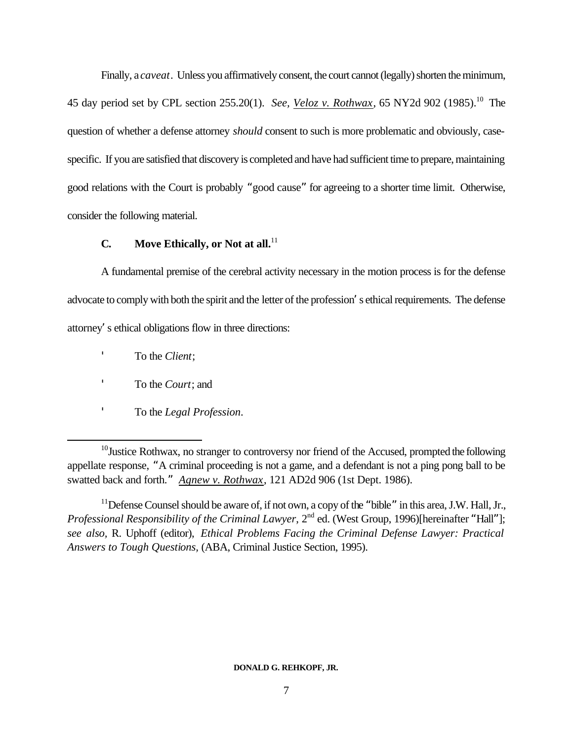Finally, a *caveat*. Unless you affirmatively consent, the court cannot (legally) shorten the minimum, 45 day period set by CPL section 255.20(1). *See, Veloz v. Rothwax*, 65 NY2d 902 (1985).[10] The question of whether a defense attorney *should* consent to such is more problematic and obviously, case-specific. If you are satisfied that discovery is completed and have had sufficient time to prepare, maintaining good relations with the Court is probably "good cause" for agreeing to a shorter time limit. Otherwise, consider the following material.

### C. Move Ethically, or Not at all.[11]

A fundamental premise of the cerebral activity necessary in the motion process is for the defense advocate to comply with both the spirit and the letter of the profession's ethical requirements. The defense attorney's ethical obligations flow in three directions:

- To the *Client*;
- To the *Court*; and
- To the *Legal Profession*.

---

[10] Justice Rothwax, no stranger to controversy nor friend of the Accused, prompted the following appellate response, "A criminal proceeding is not a game, and a defendant is not a ping pong ball to be swatted back and forth." *Agnew v. Rothwax*, 121 AD2d 906 (1st Dept. 1986).

[11] Defense Counsel should be aware of, if not own, a copy of the "bible" in this area, J.W. Hall, Jr., *Professional Responsibility of the Criminal Lawyer*, 2nd ed. (West Group, 1996)[hereinafter "Hall"]; *see also*, R. Uphoff (editor), *Ethical Problems Facing the Criminal Defense Lawyer: Practical Answers to Tough Questions*, (ABA, Criminal Justice Section, 1995).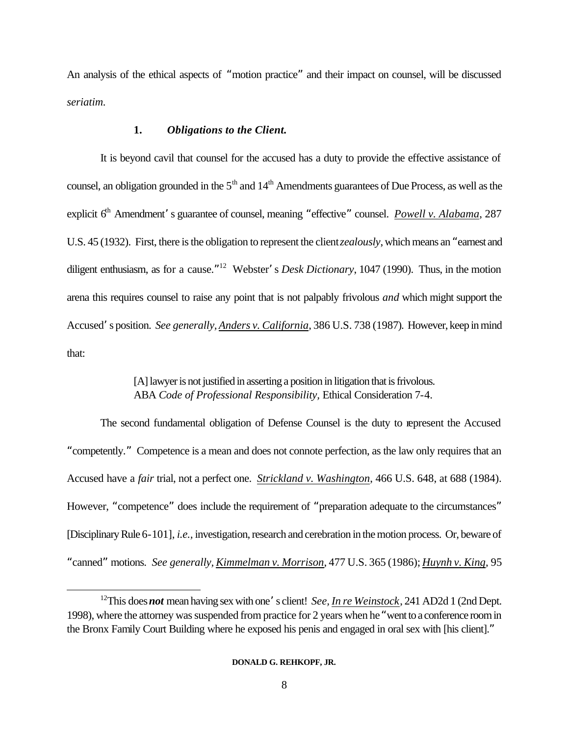An analysis of the ethical aspects of "motion practice" and their impact on counsel, will be discussed *seriatim*.

**1. *Obligations to the Client.***

It is beyond cavil that counsel for the accused has a duty to provide the effective assistance of counsel, an obligation grounded in the 5th and 14th Amendments guarantees of Due Process, as well as the explicit 6th Amendment's guarantee of counsel, meaning "effective" counsel. *Powell v. Alabama*, 287 U.S. 45 (1932). First, there is the obligation to represent the client *zealously*, which means an "earnest and diligent enthusiasm, as for a cause."[12] Webster's *Desk Dictionary*, 1047 (1990). Thus, in the motion arena this requires counsel to raise any point that is not palpably frivolous *and* which might support the Accused's position. *See generally*, *Anders v. California*, 386 U.S. 738 (1987). However, keep in mind that:

> [A] lawyer is not justified in asserting a position in litigation that is frivolous. ABA *Code of Professional Responsibility*, Ethical Consideration 7-4.

The second fundamental obligation of Defense Counsel is the duty to represent the Accused "competently." Competence is a mean and does not connote perfection, as the law only requires that an Accused have a *fair* trial, not a perfect one. *Strickland v. Washington*, 466 U.S. 648, at 688 (1984). However, "competence" does include the requirement of "preparation adequate to the circumstances" [Disciplinary Rule 6-101], *i.e.*, investigation, research and cerebration in the motion process. Or, beware of "canned" motions. *See generally*, *Kimmelman v. Morrison*, 477 U.S. 365 (1986); *Huynh v. King*, 95

---

[12] This does ***not*** mean having sex with one's client! *See*, *In re Weinstock*, 241 AD2d 1 (2nd Dept. 1998), where the attorney was suspended from practice for 2 years when he "went to a conference room in the Bronx Family Court Building where he exposed his penis and engaged in oral sex with [his client]."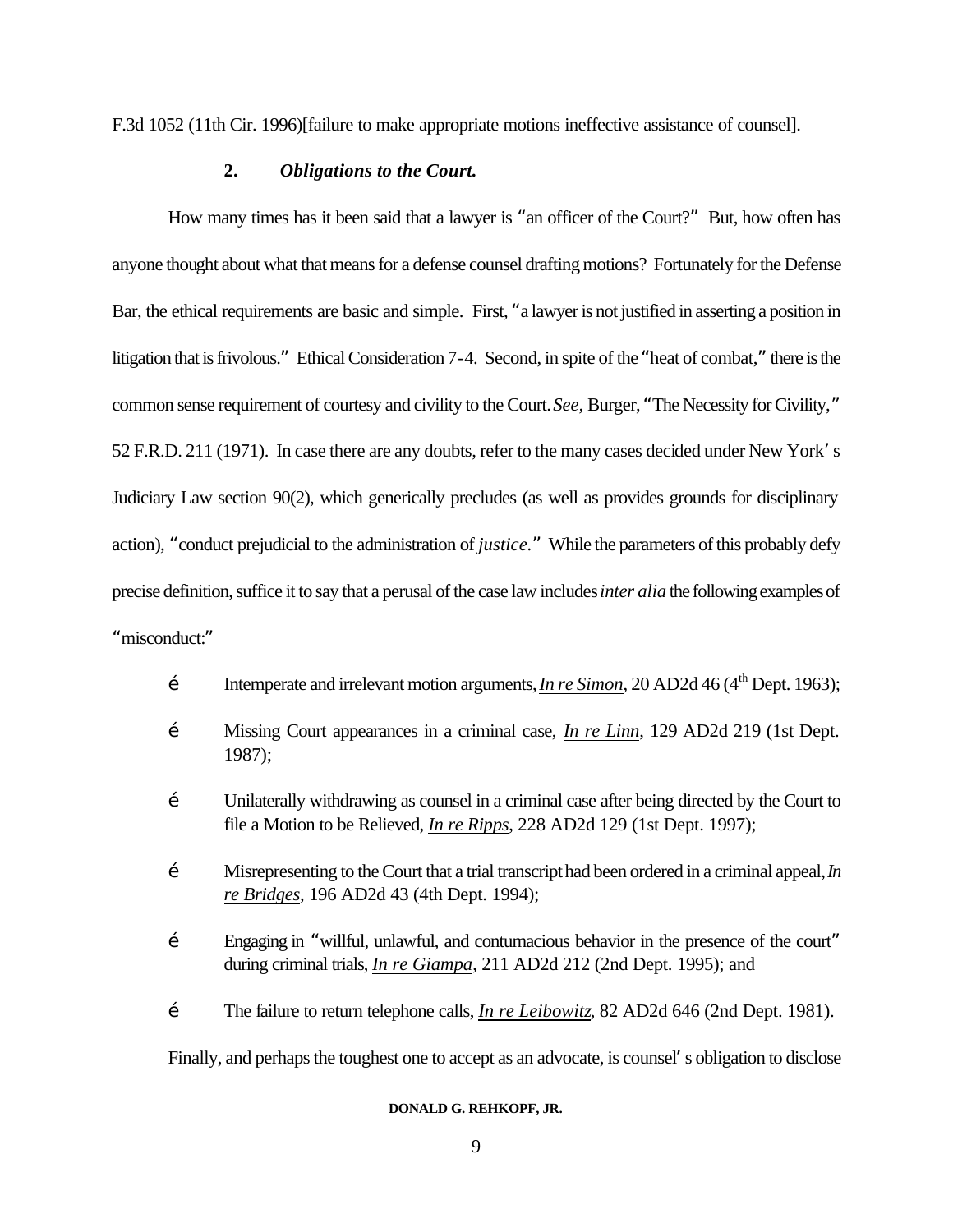F.3d 1052 (11th Cir. 1996)[failure to make appropriate motions ineffective assistance of counsel].

### 2. *Obligations to the Court.*

How many times has it been said that a lawyer is "an officer of the Court?" But, how often has anyone thought about what that means for a defense counsel drafting motions? Fortunately for the Defense Bar, the ethical requirements are basic and simple. First, "a lawyer is not justified in asserting a position in litigation that is frivolous." Ethical Consideration 7-4. Second, in spite of the "heat of combat," there is the common sense requirement of courtesy and civility to the Court. *See,* Burger, "The Necessity for Civility," 52 F.R.D. 211 (1971). In case there are any doubts, refer to the many cases decided under New York's Judiciary Law section 90(2), which generically precludes (as well as provides grounds for disciplinary action), "conduct prejudicial to the administration of *justice*." While the parameters of this probably defy precise definition, suffice it to say that a perusal of the case law includes *inter alia* the following examples of "misconduct:"

- Intemperate and irrelevant motion arguments, *In re Simon*, 20 AD2d 46 (4th Dept. 1963);
- Missing Court appearances in a criminal case, *In re Linn*, 129 AD2d 219 (1st Dept. 1987);
- Unilaterally withdrawing as counsel in a criminal case after being directed by the Court to file a Motion to be Relieved, *In re Ripps*, 228 AD2d 129 (1st Dept. 1997);
- Misrepresenting to the Court that a trial transcript had been ordered in a criminal appeal, *In re Bridges*, 196 AD2d 43 (4th Dept. 1994);
- Engaging in "willful, unlawful, and contumacious behavior in the presence of the court" during criminal trials, *In re Giampa*, 211 AD2d 212 (2nd Dept. 1995); and
- The failure to return telephone calls, *In re Leibowitz*, 82 AD2d 646 (2nd Dept. 1981).

Finally, and perhaps the toughest one to accept as an advocate, is counsel's obligation to disclose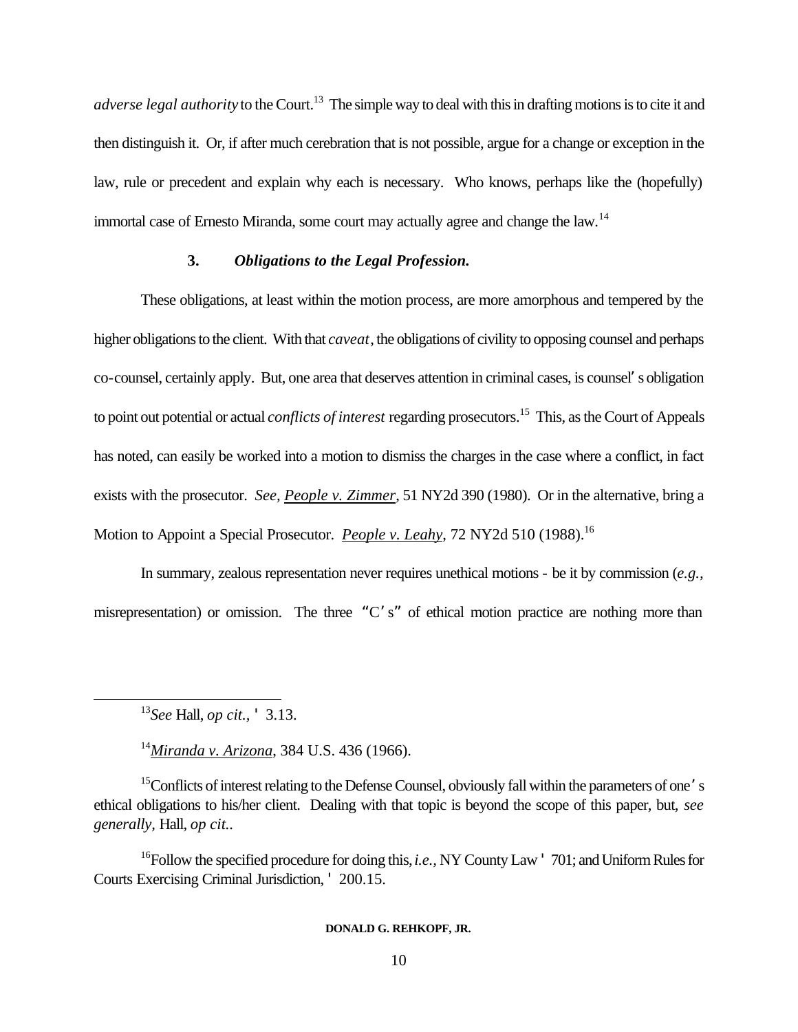*adverse legal authority* to the Court.[13] The simple way to deal with this in drafting motions is to cite it and then distinguish it. Or, if after much cerebration that is not possible, argue for a change or exception in the law, rule or precedent and explain why each is necessary. Who knows, perhaps like the (hopefully) immortal case of Ernesto Miranda, some court may actually agree and change the law.[14]

### 3. *Obligations to the Legal Profession.*

These obligations, at least within the motion process, are more amorphous and tempered by the higher obligations to the client. With that *caveat*, the obligations of civility to opposing counsel and perhaps co-counsel, certainly apply. But, one area that deserves attention in criminal cases, is counsel's obligation to point out potential or actual *conflicts of interest* regarding prosecutors.[15] This, as the Court of Appeals has noted, can easily be worked into a motion to dismiss the charges in the case where a conflict, in fact exists with the prosecutor. *See, People v. Zimmer*, 51 NY2d 390 (1980). Or in the alternative, bring a Motion to Appoint a Special Prosecutor. *People v. Leahy*, 72 NY2d 510 (1988).[16]

In summary, zealous representation never requires unethical motions - be it by commission (*e.g.*, misrepresentation) or omission. The three "C's" of ethical motion practice are nothing more than

---

[13] *See* Hall, *op cit.*, § 3.13.

[14] *Miranda v. Arizona*, 384 U.S. 436 (1966).

[15] Conflicts of interest relating to the Defense Counsel, obviously fall within the parameters of one's ethical obligations to his/her client. Dealing with that topic is beyond the scope of this paper, but, *see generally*, Hall, *op cit.*.

[16] Follow the specified procedure for doing this, *i.e.*, NY County Law § 701; and Uniform Rules for Courts Exercising Criminal Jurisdiction, § 200.15.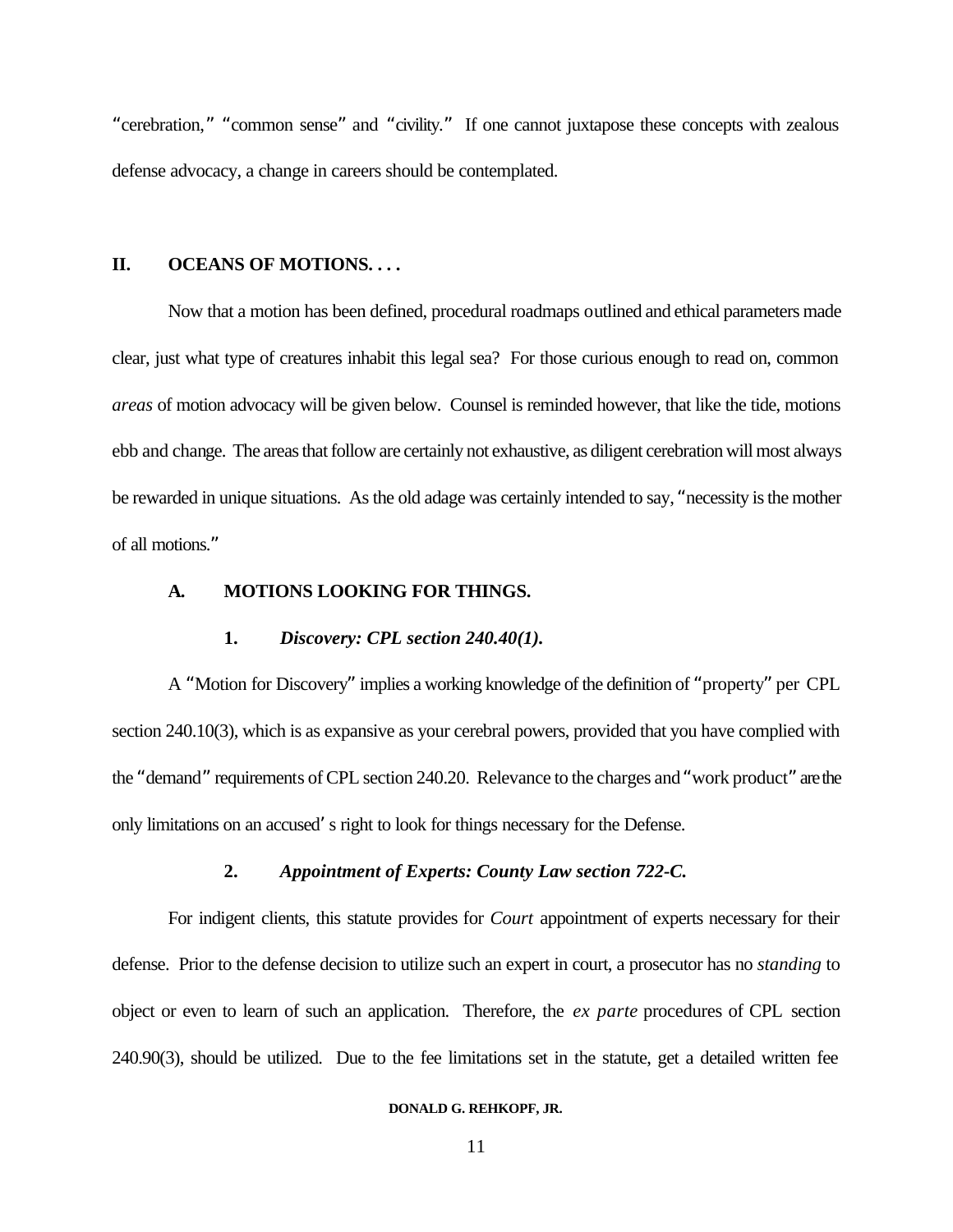"cerebration," "common sense" and "civility." If one cannot juxtapose these concepts with zealous defense advocacy, a change in careers should be contemplated.

## II. OCEANS OF MOTIONS. . . .

Now that a motion has been defined, procedural roadmaps outlined and ethical parameters made clear, just what type of creatures inhabit this legal sea? For those curious enough to read on, common *areas* of motion advocacy will be given below. Counsel is reminded however, that like the tide, motions ebb and change. The areas that follow are certainly not exhaustive, as diligent cerebration will most always be rewarded in unique situations. As the old adage was certainly intended to say, "necessity is the mother of all motions."

### A. MOTIONS LOOKING FOR THINGS.

#### 1. *Discovery: CPL section 240.40(1).*

A "Motion for Discovery" implies a working knowledge of the definition of "property" per CPL section 240.10(3), which is as expansive as your cerebral powers, provided that you have complied with the "demand" requirements of CPL section 240.20. Relevance to the charges and "work product" are the only limitations on an accused's right to look for things necessary for the Defense.

#### 2. *Appointment of Experts: County Law section 722-C.*

For indigent clients, this statute provides for *Court* appointment of experts necessary for their defense. Prior to the defense decision to utilize such an expert in court, a prosecutor has no *standing* to object or even to learn of such an application. Therefore, the *ex parte* procedures of CPL section 240.90(3), should be utilized. Due to the fee limitations set in the statute, get a detailed written fee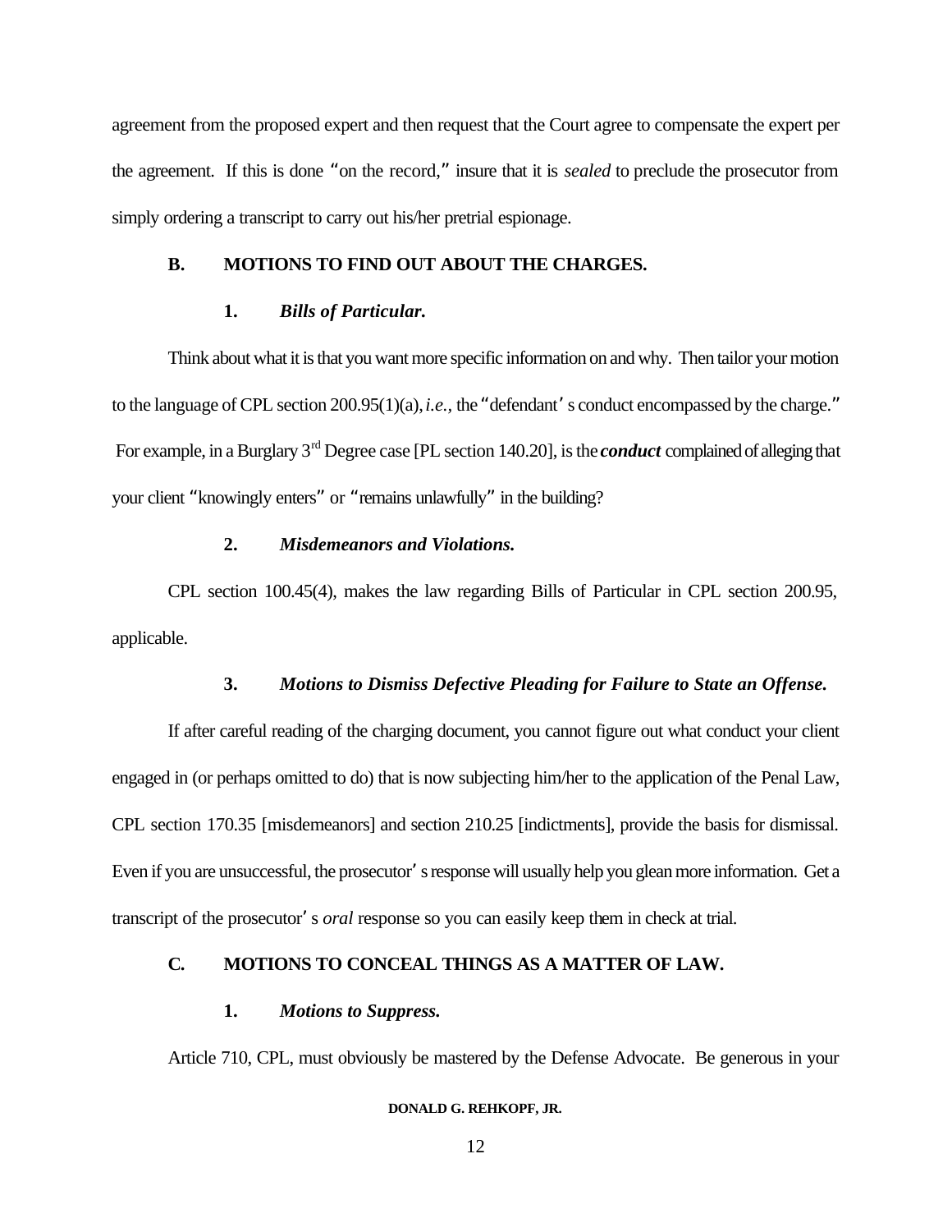agreement from the proposed expert and then request that the Court agree to compensate the expert per the agreement. If this is done "on the record," insure that it is *sealed* to preclude the prosecutor from simply ordering a transcript to carry out his/her pretrial espionage.

### B. MOTIONS TO FIND OUT ABOUT THE CHARGES.

#### 1. *Bills of Particular.*

Think about what it is that you want more specific information on and why. Then tailor your motion to the language of CPL section 200.95(1)(a), *i.e.*, the "defendant's conduct encompassed by the charge." For example, in a Burglary 3rd Degree case [PL section 140.20], is the ***conduct*** complained of alleging that your client "knowingly enters" or "remains unlawfully" in the building?

#### 2. *Misdemeanors and Violations.*

CPL section 100.45(4), makes the law regarding Bills of Particular in CPL section 200.95, applicable.

#### 3. *Motions to Dismiss Defective Pleading for Failure to State an Offense.*

If after careful reading of the charging document, you cannot figure out what conduct your client engaged in (or perhaps omitted to do) that is now subjecting him/her to the application of the Penal Law, CPL section 170.35 [misdemeanors] and section 210.25 [indictments], provide the basis for dismissal. Even if you are unsuccessful, the prosecutor's response will usually help you glean more information. Get a transcript of the prosecutor's *oral* response so you can easily keep them in check at trial.

### C. MOTIONS TO CONCEAL THINGS AS A MATTER OF LAW.

#### 1. *Motions to Suppress.*

Article 710, CPL, must obviously be mastered by the Defense Advocate. Be generous in your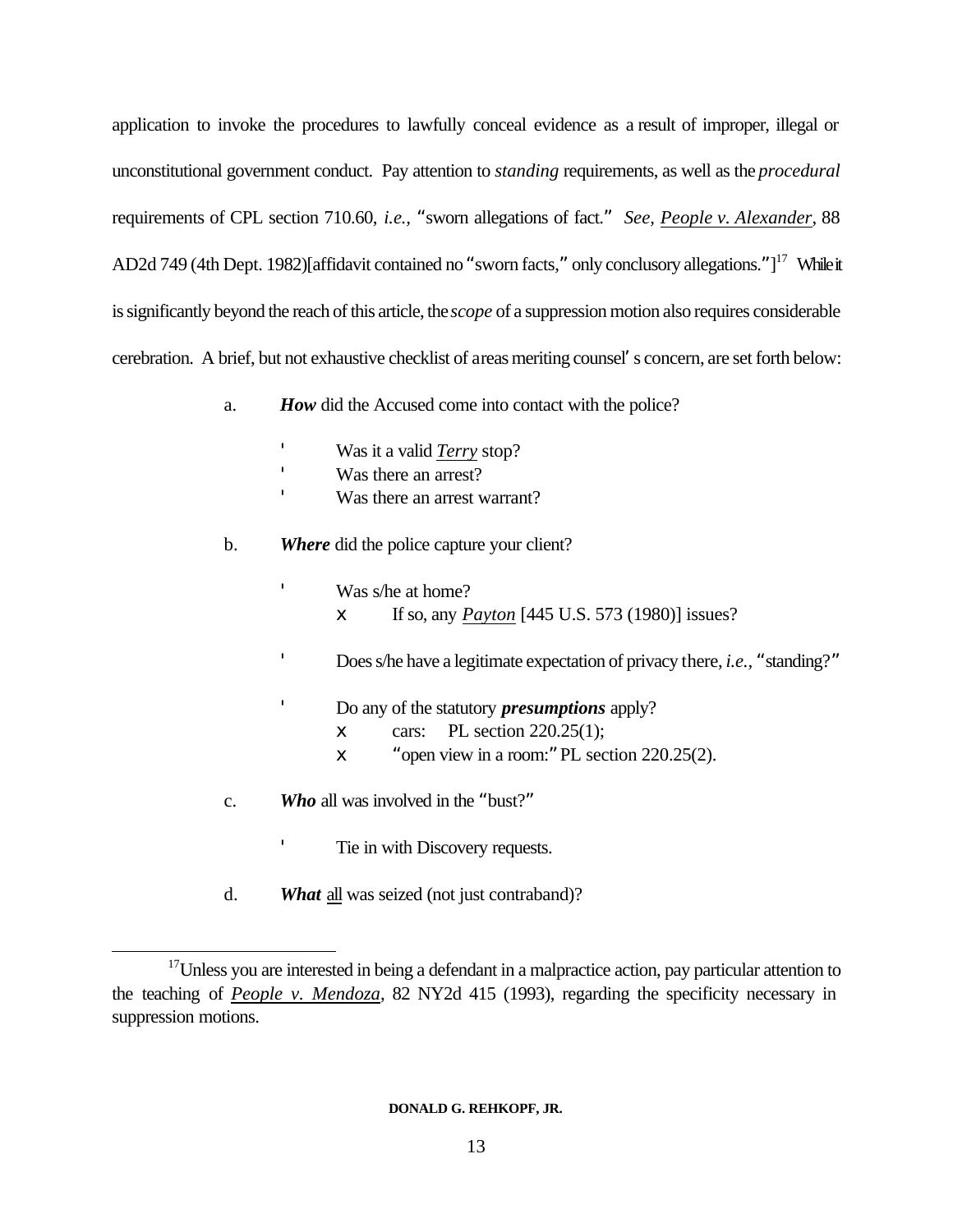application to invoke the procedures to lawfully conceal evidence as a result of improper, illegal or unconstitutional government conduct. Pay attention to *standing* requirements, as well as the *procedural* requirements of CPL section 710.60, *i.e.,* "sworn allegations of fact." *See, People v. Alexander,* 88 AD2d 749 (4th Dept. 1982)[affidavit contained no "sworn facts," only conclusory allegations."][17] While it is significantly beyond the reach of this article, the *scope* of a suppression motion also requires considerable cerebration. A brief, but not exhaustive checklist of areas meriting counsel's concern, are set forth below:

a. ***How*** did the Accused come into contact with the police?

- Was it a valid *Terry* stop?
- Was there an arrest?
- Was there an arrest warrant?

b. ***Where*** did the police capture your client?

- Was s/he at home?
  - If so, any *Payton* [445 U.S. 573 (1980)] issues?
- Does s/he have a legitimate expectation of privacy there, *i.e.,* "standing?"
- Do any of the statutory ***presumptions*** apply?
  - cars: PL section 220.25(1);
  - "open view in a room:" PL section 220.25(2).

c. ***Who*** all was involved in the "bust?"

- Tie in with Discovery requests.

d. ***What*** all was seized (not just contraband)?

---

[17] Unless you are interested in being a defendant in a malpractice action, pay particular attention to the teaching of *People v. Mendoza*, 82 NY2d 415 (1993), regarding the specificity necessary in suppression motions.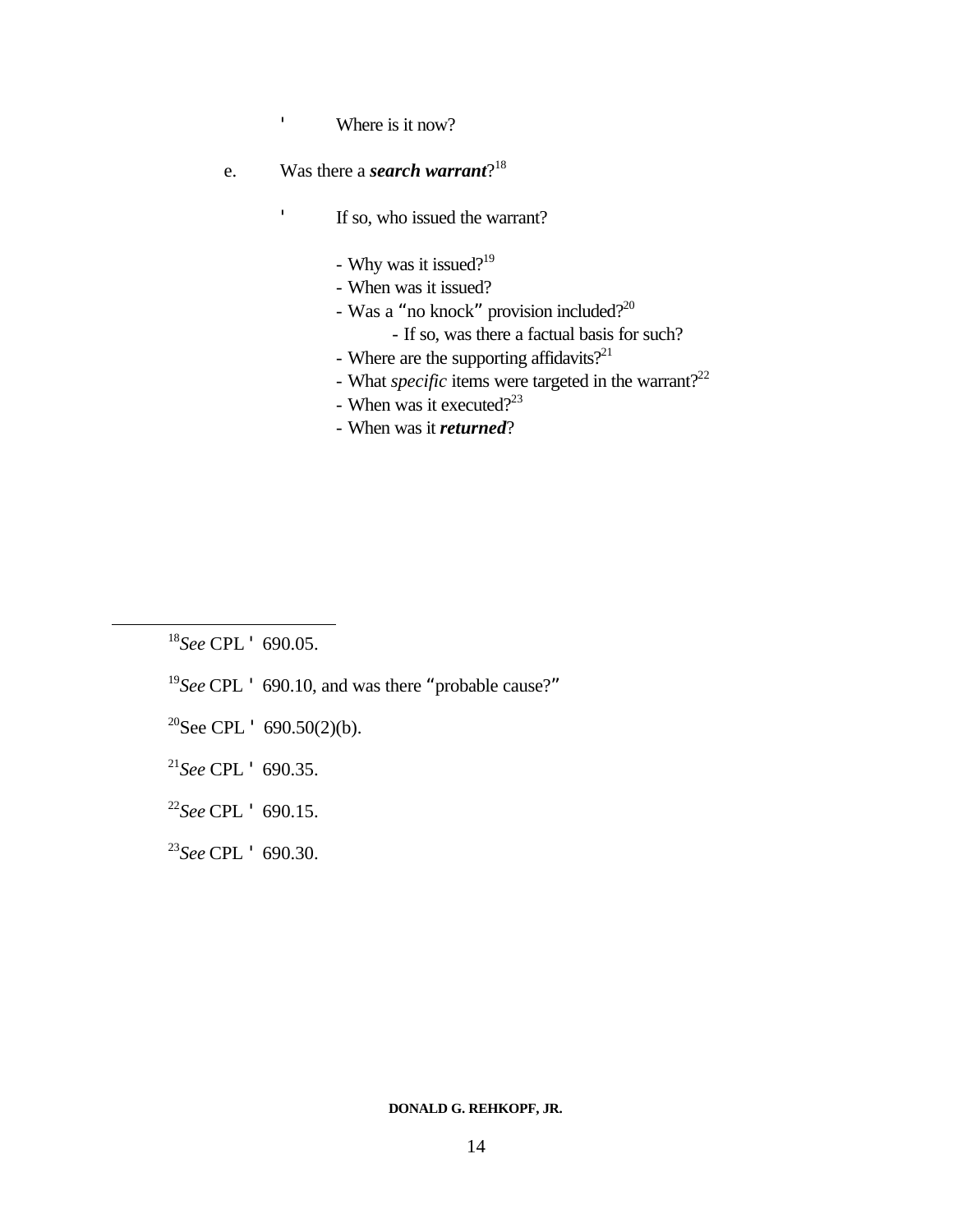- Where is it now?

e. Was there a ***search warrant***?[18]

- If so, who issued the warrant?

  - Why was it issued?[19]
  - When was it issued?
  - Was a "no knock" provision included?[20]
    - If so, was there a factual basis for such?
  - Where are the supporting affidavits?[21]
  - What *specific* items were targeted in the warrant?[22]
  - When was it executed?[23]
  - When was it ***returned***?

---

[18] *See* CPL ' 690.05.

[19] *See* CPL ' 690.10, and was there "probable cause?"

[20] See CPL ' 690.50(2)(b).

[21] *See* CPL ' 690.35.

[22] *See* CPL ' 690.15.

[23] *See* CPL ' 690.30.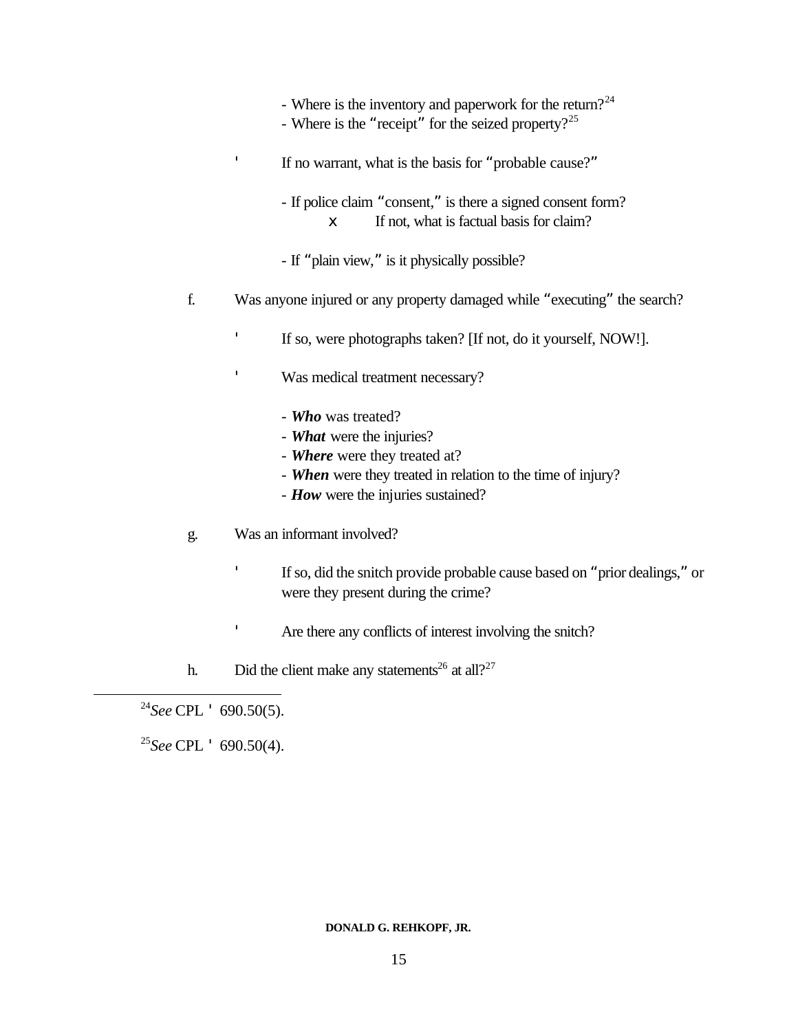- Where is the inventory and paperwork for the return?[24]
- Where is the "receipt" for the seized property?[25]

' If no warrant, what is the basis for "probable cause?"

- If police claim "consent," is there a signed consent form?
  x If not, what is factual basis for claim?

- If "plain view," is it physically possible?

f. Was anyone injured or any property damaged while "executing" the search?

' If so, were photographs taken? [If not, do it yourself, NOW!].

' Was medical treatment necessary?

- ***Who*** was treated?
- ***What*** were the injuries?
- ***Where*** were they treated at?
- ***When*** were they treated in relation to the time of injury?
- ***How*** were the injuries sustained?

g. Was an informant involved?

' If so, did the snitch provide probable cause based on "prior dealings," or were they present during the crime?

' Are there any conflicts of interest involving the snitch?

h. Did the client make any statements[26] at all?[27]

---

[24] *See* CPL ' 690.50(5).

[25] *See* CPL ' 690.50(4).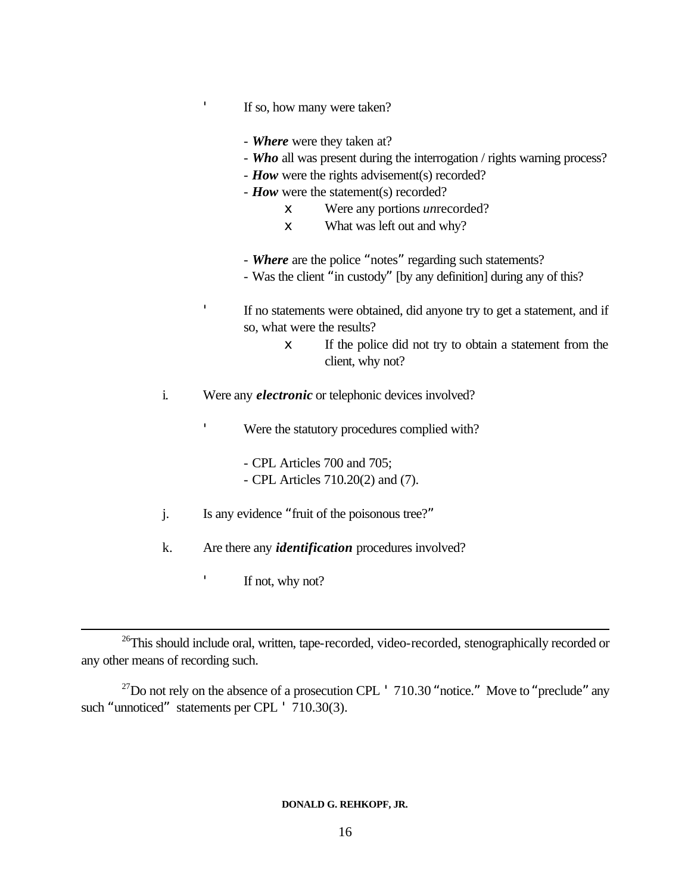- If so, how many were taken?

    - ***Where*** were they taken at?
    - ***Who*** all was present during the interrogation / rights warning process?
    - ***How*** were the rights advisement(s) recorded?
    - ***How*** were the statement(s) recorded?
        - Were any portions *un*recorded?
        - What was left out and why?

    - ***Where*** are the police "notes" regarding such statements?
    - Was the client "in custody" [by any definition] during any of this?

- If no statements were obtained, did anyone try to get a statement, and if so, what were the results?
    - If the police did not try to obtain a statement from the client, why not?

i. Were any ***electronic*** or telephonic devices involved?

- Were the statutory procedures complied with?

    - CPL Articles 700 and 705;
    - CPL Articles 710.20(2) and (7).

j. Is any evidence "fruit of the poisonous tree?"

k. Are there any ***identification*** procedures involved?

- If not, why not?

---

[26] This should include oral, written, tape-recorded, video-recorded, stenographically recorded or any other means of recording such.

[27] Do not rely on the absence of a prosecution CPL § 710.30 "notice." Move to "preclude" any such "unnoticed" statements per CPL § 710.30(3).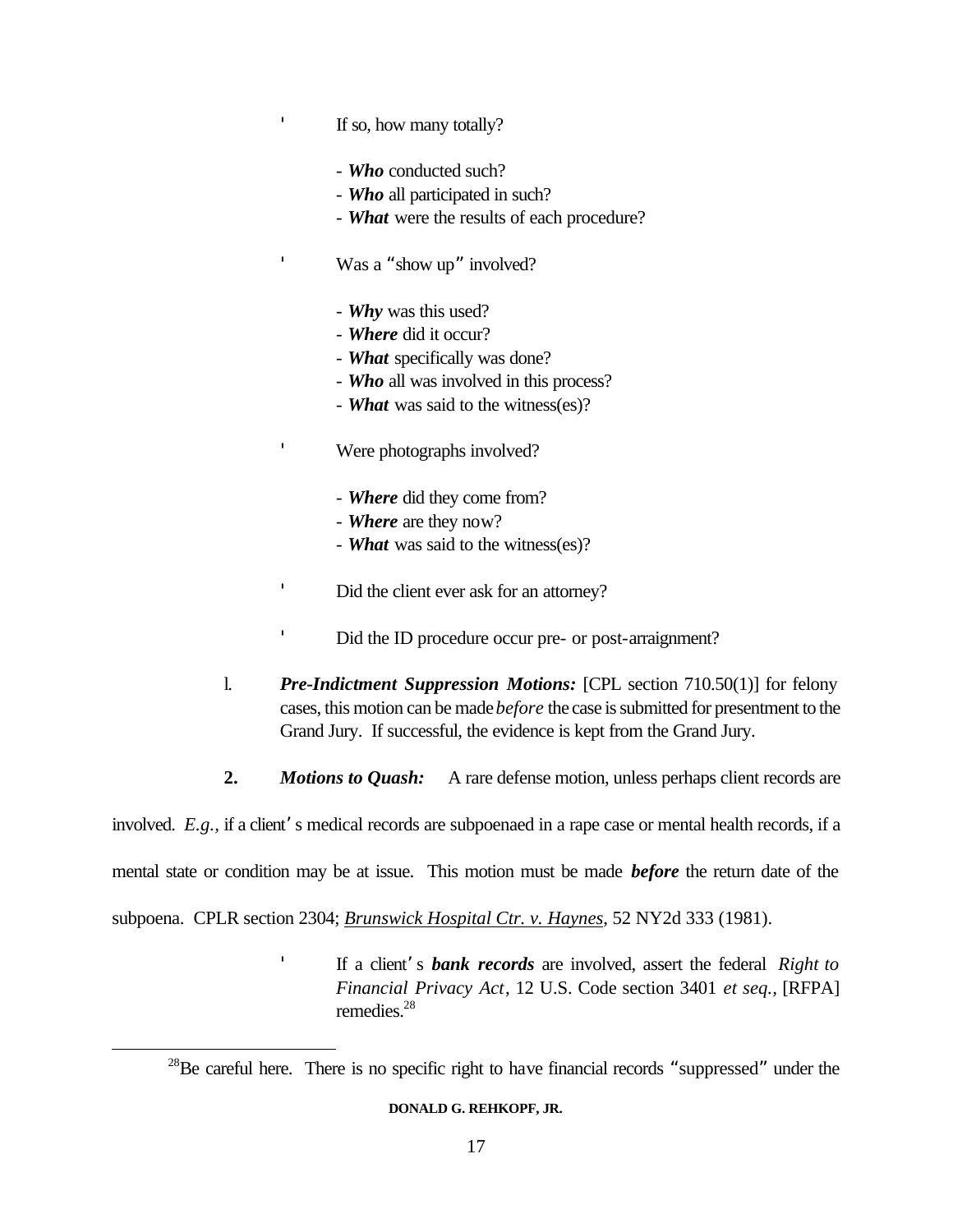- If so, how many totally?

  - *Who* conducted such?
  - *Who* all participated in such?
  - *What* were the results of each procedure?

- Was a "show up" involved?

  - *Why* was this used?
  - *Where* did it occur?
  - *What* specifically was done?
  - *Who* all was involved in this process?
  - *What* was said to the witness(es)?

- Were photographs involved?

  - *Where* did they come from?
  - *Where* are they now?
  - *What* was said to the witness(es)?

- Did the client ever ask for an attorney?

- Did the ID procedure occur pre- or post-arraignment?

l. ***Pre-Indictment Suppression Motions:*** [CPL section 710.50(1)] for felony cases, this motion can be made *before* the case is submitted for presentment to the Grand Jury. If successful, the evidence is kept from the Grand Jury.

**2.** ***Motions to Quash:*** A rare defense motion, unless perhaps client records are involved. *E.g.,* if a client's medical records are subpoenaed in a rape case or mental health records, if a mental state or condition may be at issue. This motion must be made ***before*** the return date of the subpoena. CPLR section 2304; Brunswick Hospital Ctr. v. Haynes, 52 NY2d 333 (1981).

- If a client's ***bank records*** are involved, assert the federal *Right to Financial Privacy Act*, 12 U.S. Code section 3401 *et seq.,* [RFPA] remedies.[28]

---

[28] Be careful here. There is no specific right to have financial records "suppressed" under the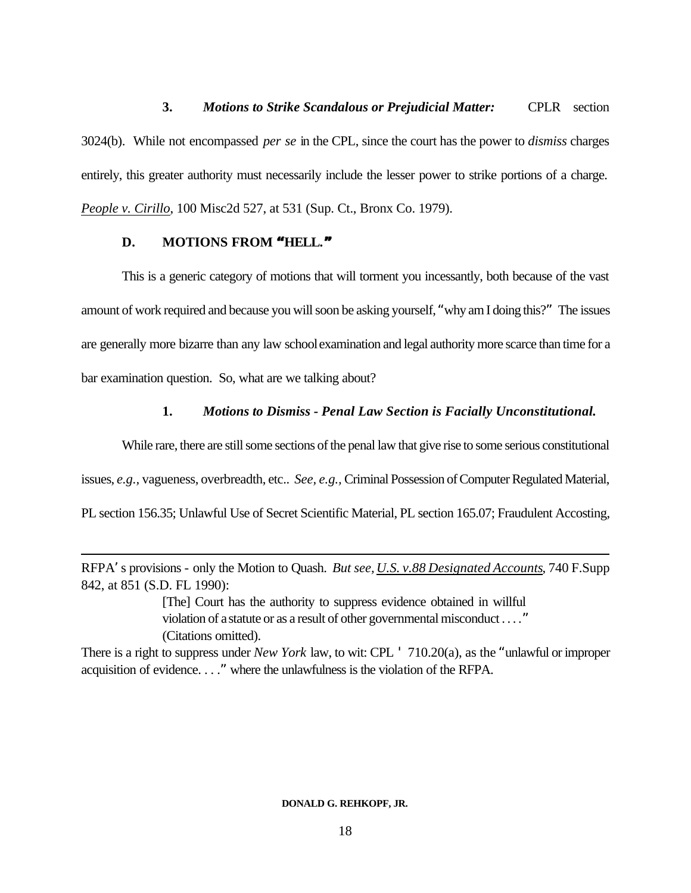**3.** ***Motions to Strike Scandalous or Prejudicial Matter:*** CPLR section 3024(b). While not encompassed *per se* in the CPL, since the court has the power to *dismiss* charges entirely, this greater authority must necessarily include the lesser power to strike portions of a charge. People v. Cirillo, 100 Misc2d 527, at 531 (Sup. Ct., Bronx Co. 1979).

## D. MOTIONS FROM "HELL."

This is a generic category of motions that will torment you incessantly, both because of the vast amount of work required and because you will soon be asking yourself, "why am I doing this?" The issues are generally more bizarre than any law school examination and legal authority more scarce than time for a bar examination question. So, what are we talking about?

**1.** ***Motions to Dismiss - Penal Law Section is Facially Unconstitutional.***

While rare, there are still some sections of the penal law that give rise to some serious constitutional issues, *e.g.*, vagueness, overbreadth, etc.. *See, e.g.*, Criminal Possession of Computer Regulated Material, PL section 156.35; Unlawful Use of Secret Scientific Material, PL section 165.07; Fraudulent Accosting,

---

RFPA's provisions - only the Motion to Quash. *But see, U.S. v.88 Designated Accounts*, 740 F.Supp 842, at 851 (S.D. FL 1990):

> [The] Court has the authority to suppress evidence obtained in willful violation of a statute or as a result of other governmental misconduct . . . ." (Citations omitted).

There is a right to suppress under *New York* law, to wit: CPL ' 710.20(a), as the "unlawful or improper acquisition of evidence. . . ." where the unlawfulness is the violation of the RFPA.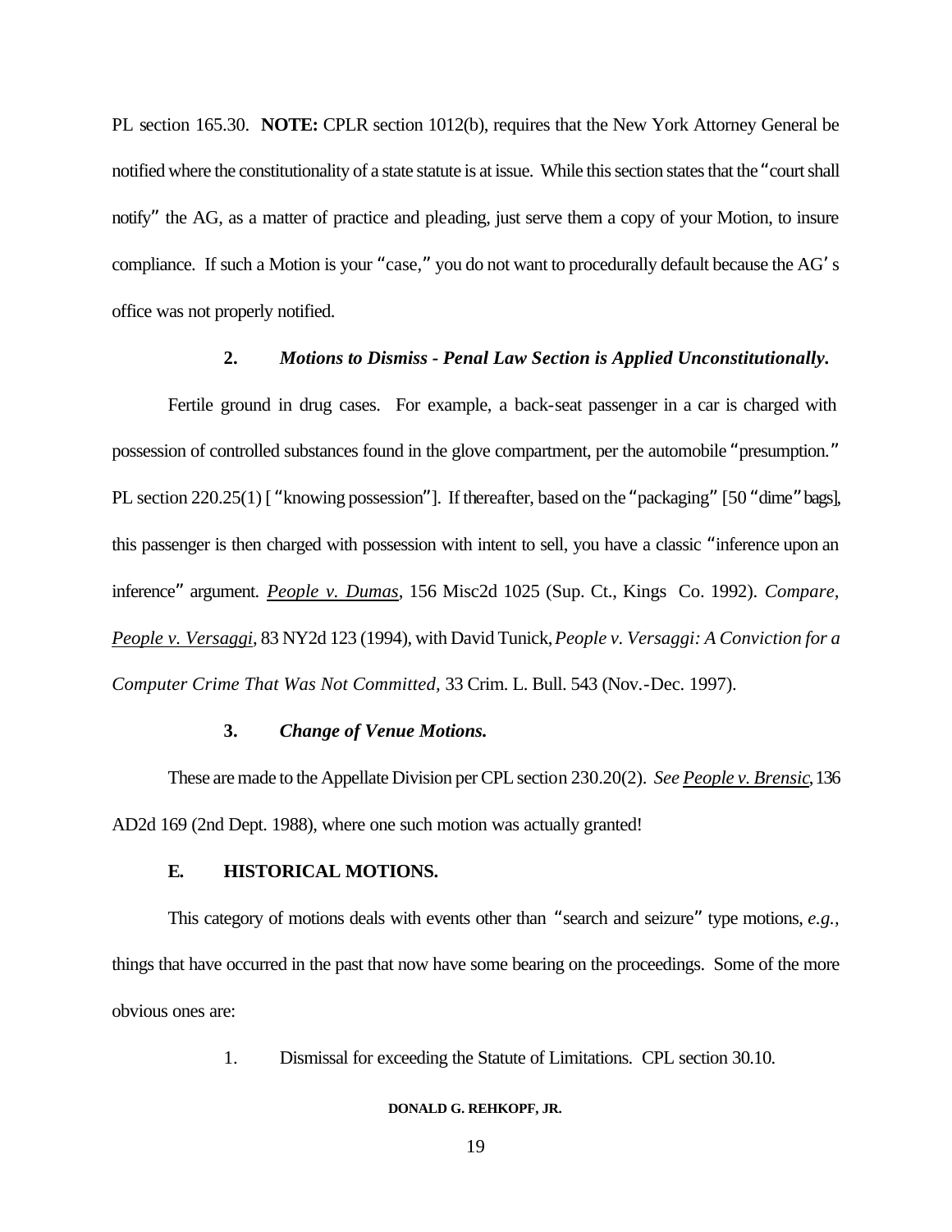PL section 165.30. **NOTE:** CPLR section 1012(b), requires that the New York Attorney General be notified where the constitutionality of a state statute is at issue. While this section states that the "court shall notify" the AG, as a matter of practice and pleading, just serve them a copy of your Motion, to insure compliance. If such a Motion is your "case," you do not want to procedurally default because the AG's office was not properly notified.

### 2. *Motions to Dismiss - Penal Law Section is Applied Unconstitutionally.*

Fertile ground in drug cases. For example, a back-seat passenger in a car is charged with possession of controlled substances found in the glove compartment, per the automobile "presumption." PL section 220.25(1) ["knowing possession"]. If thereafter, based on the "packaging" [50 "dime" bags], this passenger is then charged with possession with intent to sell, you have a classic "inference upon an inference" argument. *People v. Dumas*, 156 Misc2d 1025 (Sup. Ct., Kings Co. 1992). *Compare, People v. Versaggi*, 83 NY2d 123 (1994), with David Tunick, *People v. Versaggi: A Conviction for a Computer Crime That Was Not Committed,* 33 Crim. L. Bull. 543 (Nov.-Dec. 1997).

### 3. *Change of Venue Motions.*

These are made to the Appellate Division per CPL section 230.20(2). *See People v. Brensic*, 136 AD2d 169 (2nd Dept. 1988), where one such motion was actually granted!

## E. HISTORICAL MOTIONS.

This category of motions deals with events other than "search and seizure" type motions, *e.g.*, things that have occurred in the past that now have some bearing on the proceedings. Some of the more obvious ones are:

1. Dismissal for exceeding the Statute of Limitations. CPL section 30.10.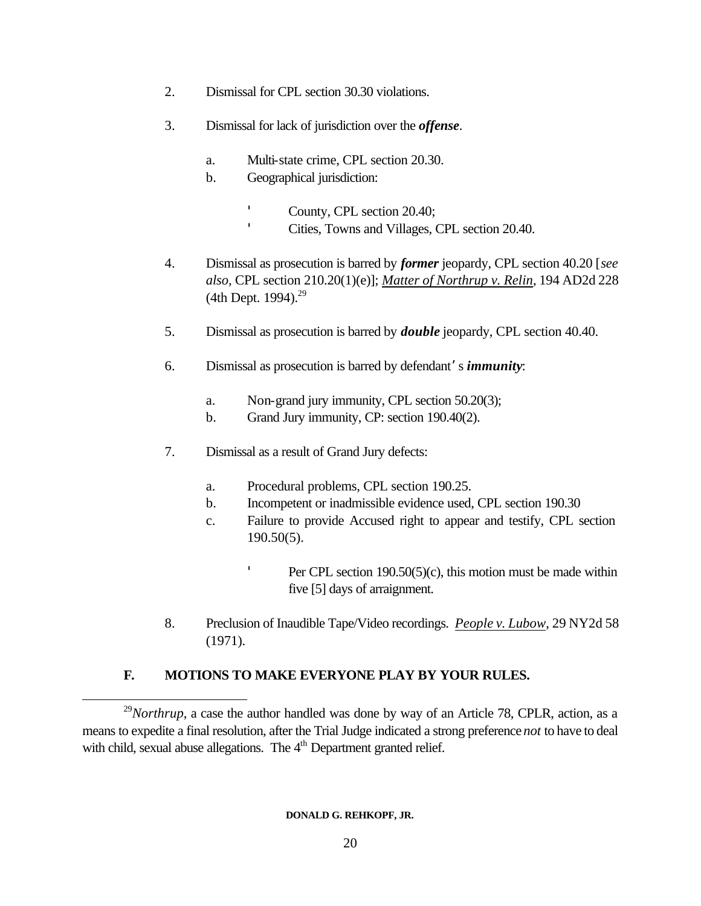2. Dismissal for CPL section 30.30 violations.

3. Dismissal for lack of jurisdiction over the ***offense***.

   a. Multi-state crime, CPL section 20.30.
   
   b. Geographical jurisdiction:

      - County, CPL section 20.40;
      - Cities, Towns and Villages, CPL section 20.40.

4. Dismissal as prosecution is barred by ***former*** jeopardy, CPL section 40.20 [*see also*, CPL section 210.20(1)(e)]; *Matter of Northrup v. Relin*, 194 AD2d 228 (4th Dept. 1994).[29]

5. Dismissal as prosecution is barred by ***double*** jeopardy, CPL section 40.40.

6. Dismissal as prosecution is barred by defendant's ***immunity***:

   a. Non-grand jury immunity, CPL section 50.20(3);
   
   b. Grand Jury immunity, CP: section 190.40(2).

7. Dismissal as a result of Grand Jury defects:

   a. Procedural problems, CPL section 190.25.
   
   b. Incompetent or inadmissible evidence used, CPL section 190.30
   
   c. Failure to provide Accused right to appear and testify, CPL section 190.50(5).

      - Per CPL section 190.50(5)(c), this motion must be made within five [5] days of arraignment.

8. Preclusion of Inaudible Tape/Video recordings. *People v. Lubow*, 29 NY2d 58 (1971).

## F. MOTIONS TO MAKE EVERYONE PLAY BY YOUR RULES.

---

[29] *Northrup*, a case the author handled was done by way of an Article 78, CPLR, action, as a means to expedite a final resolution, after the Trial Judge indicated a strong preference *not* to have to deal with child, sexual abuse allegations. The 4th Department granted relief.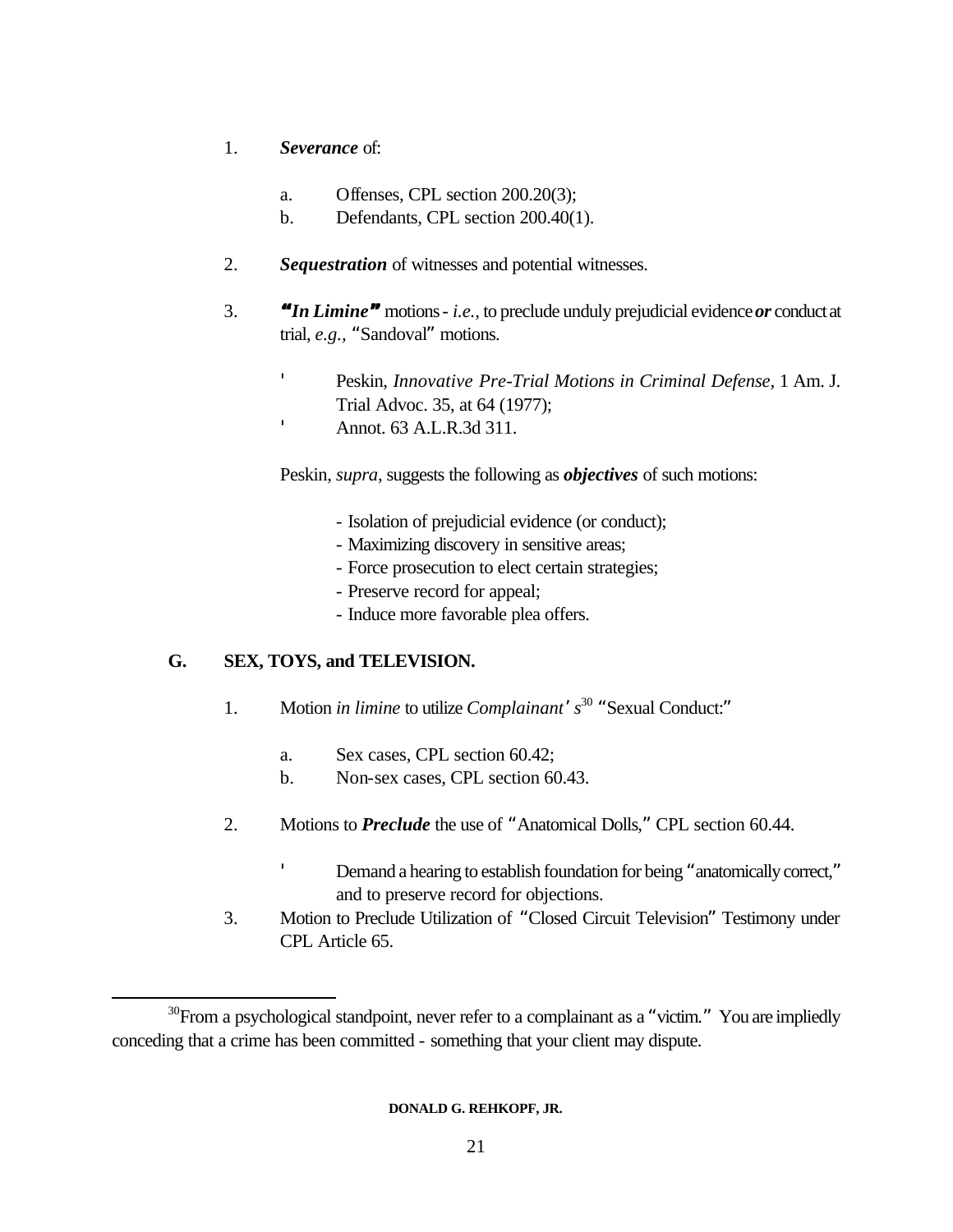1. ***Severance*** of:

   a. Offenses, CPL section 200.20(3);

   b. Defendants, CPL section 200.40(1).

2. ***Sequestration*** of witnesses and potential witnesses.

3. ***"In Limine"*** motions - *i.e.*, to preclude unduly prejudicial evidence ***or*** conduct at trial, *e.g.*, "Sandoval" motions.

   - Peskin, *Innovative Pre-Trial Motions in Criminal Defense*, 1 Am. J. Trial Advoc. 35, at 64 (1977);
   - Annot. 63 A.L.R.3d 311.

   Peskin, *supra*, suggests the following as ***objectives*** of such motions:

   - Isolation of prejudicial evidence (or conduct);
   - Maximizing discovery in sensitive areas;
   - Force prosecution to elect certain strategies;
   - Preserve record for appeal;
   - Induce more favorable plea offers.

## G. SEX, TOYS, and TELEVISION.

1. Motion *in limine* to utilize *Complainant's*[30] "Sexual Conduct:"

   a. Sex cases, CPL section 60.42;

   b. Non-sex cases, CPL section 60.43.

2. Motions to ***Preclude*** the use of "Anatomical Dolls," CPL section 60.44.

   - Demand a hearing to establish foundation for being "anatomically correct," and to preserve record for objections.

3. Motion to Preclude Utilization of "Closed Circuit Television" Testimony under CPL Article 65.

---

[30] From a psychological standpoint, never refer to a complainant as a "victim." You are impliedly conceding that a crime has been committed - something that your client may dispute.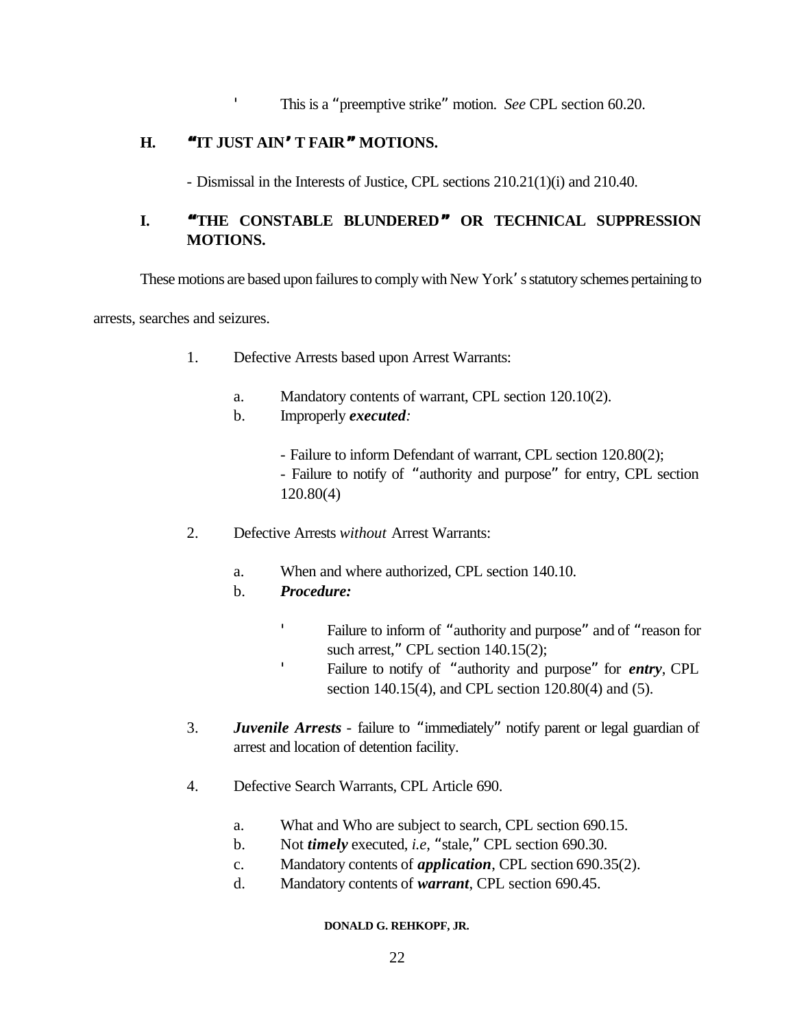- This is a "preemptive strike" motion. *See* CPL section 60.20.

## H. "IT JUST AIN'T FAIR" MOTIONS.

- Dismissal in the Interests of Justice, CPL sections 210.21(1)(i) and 210.40.

## I. "THE CONSTABLE BLUNDERED" OR TECHNICAL SUPPRESSION MOTIONS.

These motions are based upon failures to comply with New York's statutory schemes pertaining to arrests, searches and seizures.

1. Defective Arrests based upon Arrest Warrants:

   a. Mandatory contents of warrant, CPL section 120.10(2).

   b. Improperly ***executed****:*

      - Failure to inform Defendant of warrant, CPL section 120.80(2);
      - Failure to notify of "authority and purpose" for entry, CPL section 120.80(4)

2. Defective Arrests *without* Arrest Warrants:

   a. When and where authorized, CPL section 140.10.

   b. ***Procedure:***

      - Failure to inform of "authority and purpose" and of "reason for such arrest," CPL section 140.15(2);
      - Failure to notify of "authority and purpose" for ***entry***, CPL section 140.15(4), and CPL section 120.80(4) and (5).

3. ***Juvenile Arrests*** - failure to "immediately" notify parent or legal guardian of arrest and location of detention facility.

4. Defective Search Warrants, CPL Article 690.

   a. What and Who are subject to search, CPL section 690.15.

   b. Not ***timely*** executed, *i.e*, "stale," CPL section 690.30.

   c. Mandatory contents of ***application***, CPL section 690.35(2).

   d. Mandatory contents of ***warrant***, CPL section 690.45.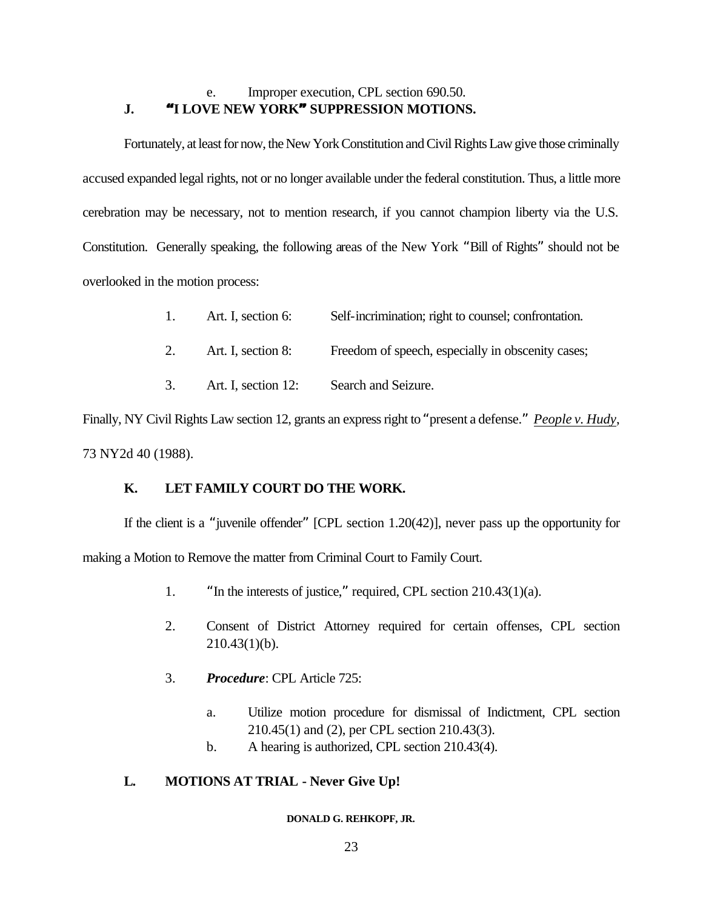e. Improper execution, CPL section 690.50.

## J. "I LOVE NEW YORK" SUPPRESSION MOTIONS.

Fortunately, at least for now, the New York Constitution and Civil Rights Law give those criminally accused expanded legal rights, not or no longer available under the federal constitution. Thus, a little more cerebration may be necessary, not to mention research, if you cannot champion liberty via the U.S. Constitution. Generally speaking, the following areas of the New York "Bill of Rights" should not be overlooked in the motion process:

1. Art. I, section 6: Self-incrimination; right to counsel; confrontation.
2. Art. I, section 8: Freedom of speech, especially in obscenity cases;
3. Art. I, section 12: Search and Seizure.

Finally, NY Civil Rights Law section 12, grants an express right to "present a defense." *People v. Hudy*, 73 NY2d 40 (1988).

## K. LET FAMILY COURT DO THE WORK.

If the client is a "juvenile offender" [CPL section 1.20(42)], never pass up the opportunity for making a Motion to Remove the matter from Criminal Court to Family Court.

1. "In the interests of justice," required, CPL section 210.43(1)(a).
2. Consent of District Attorney required for certain offenses, CPL section 210.43(1)(b).
3. ***Procedure***: CPL Article 725:
   a. Utilize motion procedure for dismissal of Indictment, CPL section 210.45(1) and (2), per CPL section 210.43(3).
   b. A hearing is authorized, CPL section 210.43(4).

## L. MOTIONS AT TRIAL - Never Give Up!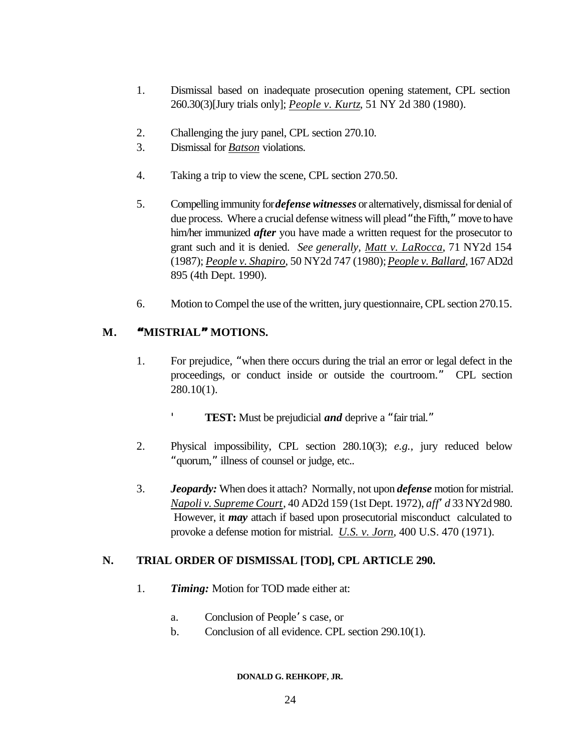1. Dismissal based on inadequate prosecution opening statement, CPL section 260.30(3)[Jury trials only]; *People v. Kurtz*, 51 NY 2d 380 (1980).

2. Challenging the jury panel, CPL section 270.10.
3. Dismissal for *Batson* violations.

4. Taking a trip to view the scene, CPL section 270.50.

5. Compelling immunity for ***defense witnesses*** or alternatively, dismissal for denial of due process. Where a crucial defense witness will plead "the Fifth," move to have him/her immunized ***after*** you have made a written request for the prosecutor to grant such and it is denied. *See generally*, *Matt v. LaRocca*, 71 NY2d 154 (1987); *People v. Shapiro*, 50 NY2d 747 (1980); *People v. Ballard*, 167 AD2d 895 (4th Dept. 1990).

6. Motion to Compel the use of the written, jury questionnaire, CPL section 270.15.

## M. "MISTRIAL" MOTIONS.

1. For prejudice, "when there occurs during the trial an error or legal defect in the proceedings, or conduct inside or outside the courtroom." CPL section 280.10(1).

   - **TEST:** Must be prejudicial ***and*** deprive a "fair trial."

2. Physical impossibility, CPL section 280.10(3); *e.g.*, jury reduced below "quorum," illness of counsel or judge, etc..

3. ***Jeopardy:*** When does it attach? Normally, not upon ***defense*** motion for mistrial. *Napoli v. Supreme Court*, 40 AD2d 159 (1st Dept. 1972), *aff'd* 33 NY2d 980. However, it ***may*** attach if based upon prosecutorial misconduct calculated to provoke a defense motion for mistrial. *U.S. v. Jorn*, 400 U.S. 470 (1971).

## N. TRIAL ORDER OF DISMISSAL [TOD], CPL ARTICLE 290.

1. ***Timing:*** Motion for TOD made either at:

   a. Conclusion of People's case, or
   b. Conclusion of all evidence. CPL section 290.10(1).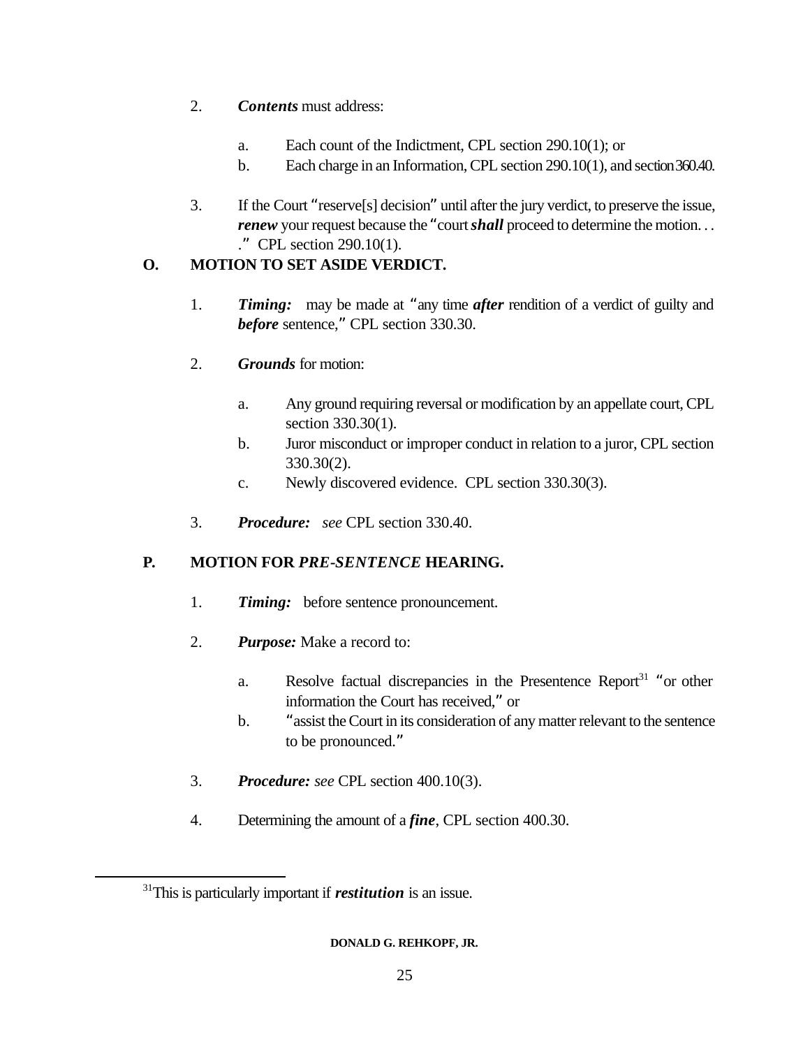2. ***Contents*** must address:

    a. Each count of the Indictment, CPL section 290.10(1); or
    b. Each charge in an Information, CPL section 290.10(1), and section 360.40.

3. If the Court "reserve[s] decision" until after the jury verdict, to preserve the issue, ***renew*** your request because the "court ***shall*** proceed to determine the motion. . . ." CPL section 290.10(1).

## O. MOTION TO SET ASIDE VERDICT.

1. ***Timing:*** may be made at "any time ***after*** rendition of a verdict of guilty and ***before*** sentence," CPL section 330.30.

2. ***Grounds*** for motion:

    a. Any ground requiring reversal or modification by an appellate court, CPL section 330.30(1).
    b. Juror misconduct or improper conduct in relation to a juror, CPL section 330.30(2).
    c. Newly discovered evidence. CPL section 330.30(3).

3. ***Procedure:*** *see* CPL section 330.40.

## P. MOTION FOR *PRE-SENTENCE* HEARING.

1. ***Timing:*** before sentence pronouncement.

2. ***Purpose:*** Make a record to:

    a. Resolve factual discrepancies in the Presentence Report[31] "or other information the Court has received," or
    b. "assist the Court in its consideration of any matter relevant to the sentence to be pronounced."

3. ***Procedure:*** *see* CPL section 400.10(3).

4. Determining the amount of a ***fine***, CPL section 400.30.

---

[31] This is particularly important if ***restitution*** is an issue.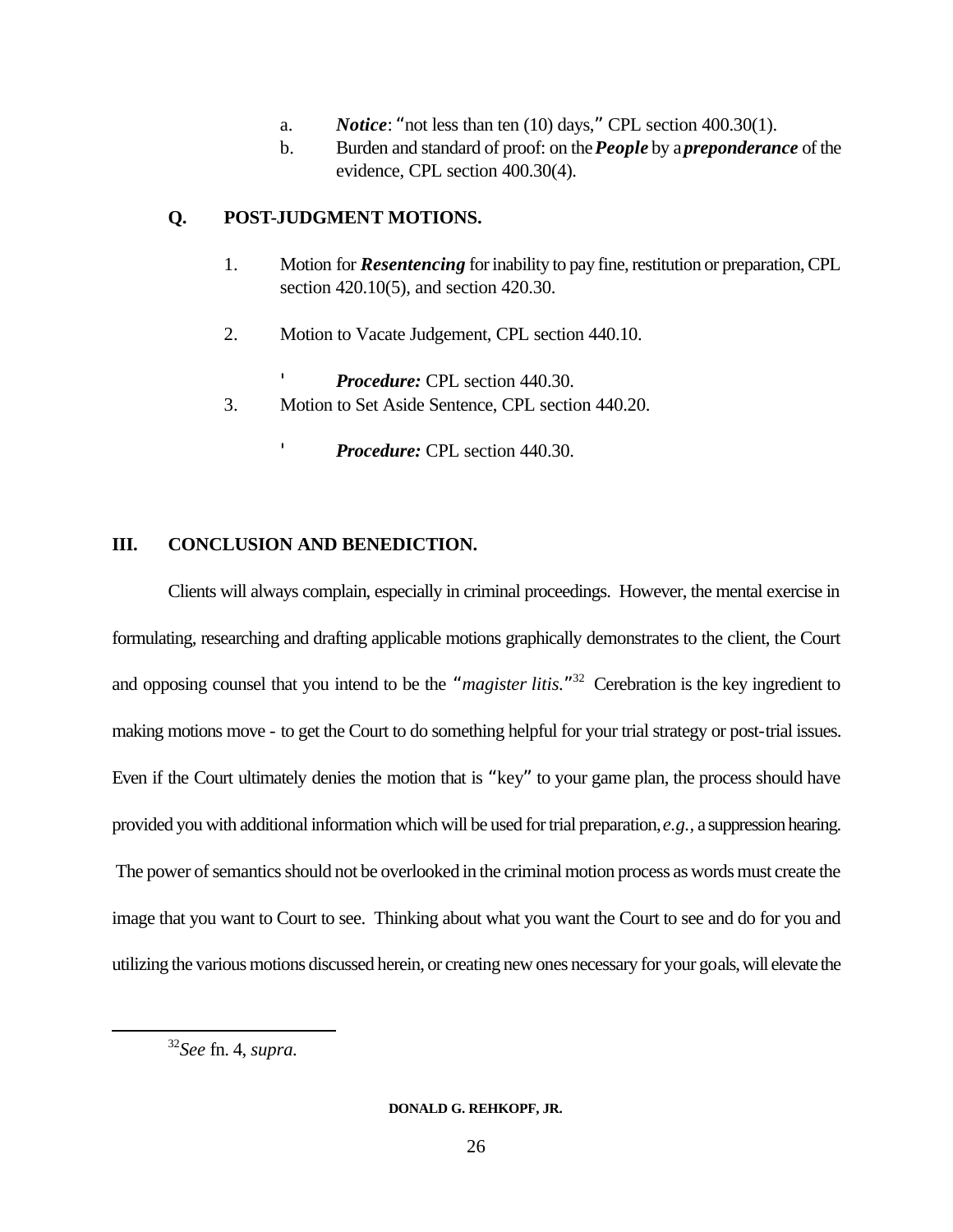a. ***Notice***: "not less than ten (10) days," CPL section 400.30(1).

b. Burden and standard of proof: on the ***People*** by a ***preponderance*** of the evidence, CPL section 400.30(4).

### Q. POST-JUDGMENT MOTIONS.

1. Motion for ***Resentencing*** for inability to pay fine, restitution or preparation, CPL section 420.10(5), and section 420.30.

2. Motion to Vacate Judgement, CPL section 440.10.

   - ***Procedure:*** CPL section 440.30.

3. Motion to Set Aside Sentence, CPL section 440.20.

   - ***Procedure:*** CPL section 440.30.

## III. CONCLUSION AND BENEDICTION.

Clients will always complain, especially in criminal proceedings. However, the mental exercise in formulating, researching and drafting applicable motions graphically demonstrates to the client, the Court and opposing counsel that you intend to be the "*magister litis.*"[32] Cerebration is the key ingredient to making motions move - to get the Court to do something helpful for your trial strategy or post-trial issues. Even if the Court ultimately denies the motion that is "key" to your game plan, the process should have provided you with additional information which will be used for trial preparation, *e.g.*, a suppression hearing. The power of semantics should not be overlooked in the criminal motion process as words must create the image that you want to Court to see. Thinking about what you want the Court to see and do for you and utilizing the various motions discussed herein, or creating new ones necessary for your goals, will elevate the

---

[32] *See* fn. 4, *supra.*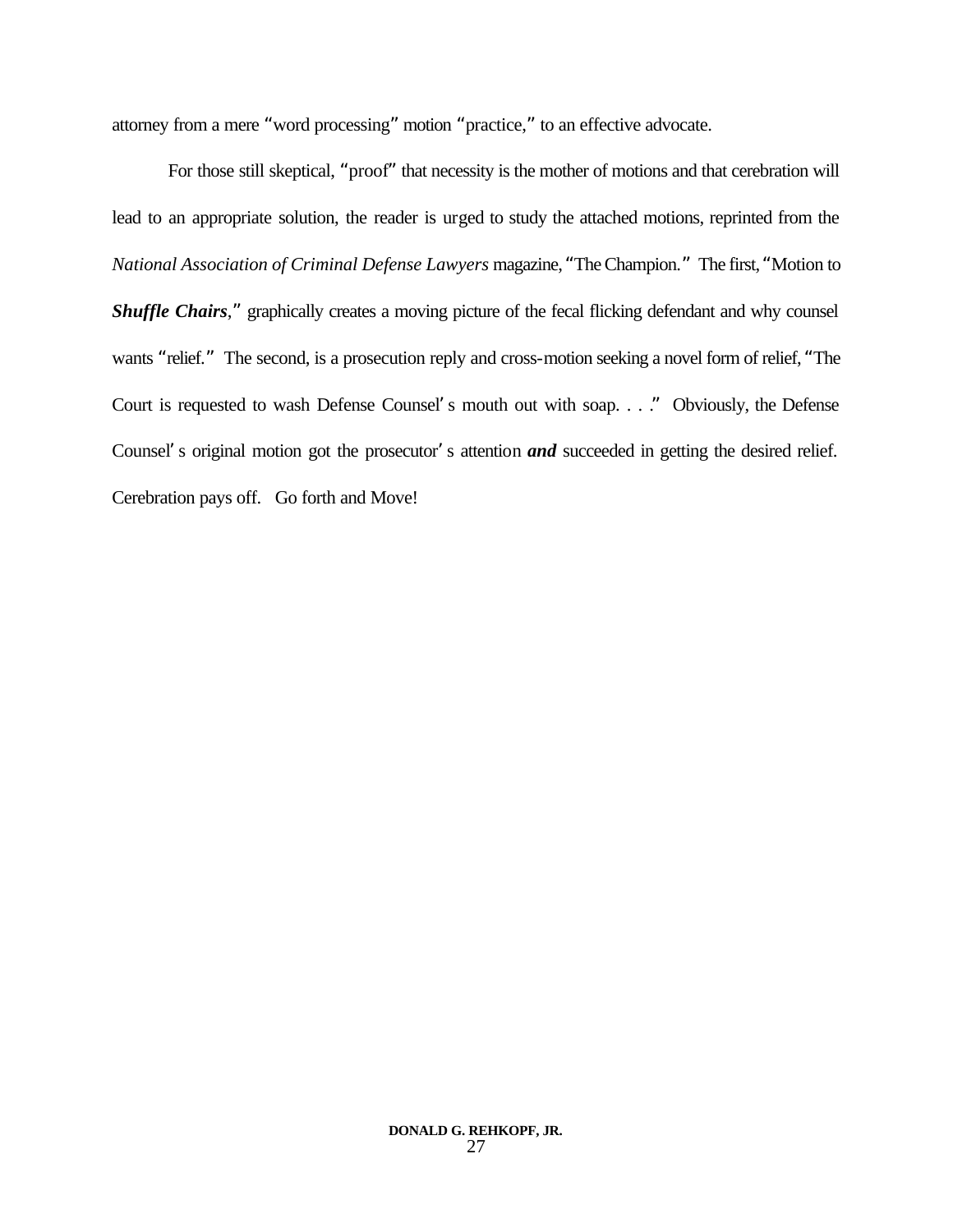attorney from a mere "word processing" motion "practice," to an effective advocate.

For those still skeptical, "proof" that necessity is the mother of motions and that cerebration will lead to an appropriate solution, the reader is urged to study the attached motions, reprinted from the *National Association of Criminal Defense Lawyers* magazine, "The Champion." The first, "Motion to ***Shuffle Chairs***," graphically creates a moving picture of the fecal flicking defendant and why counsel wants "relief." The second, is a prosecution reply and cross-motion seeking a novel form of relief, "The Court is requested to wash Defense Counsel's mouth out with soap. . . ." Obviously, the Defense Counsel's original motion got the prosecutor's attention ***and*** succeeded in getting the desired relief. Cerebration pays off. Go forth and Move!